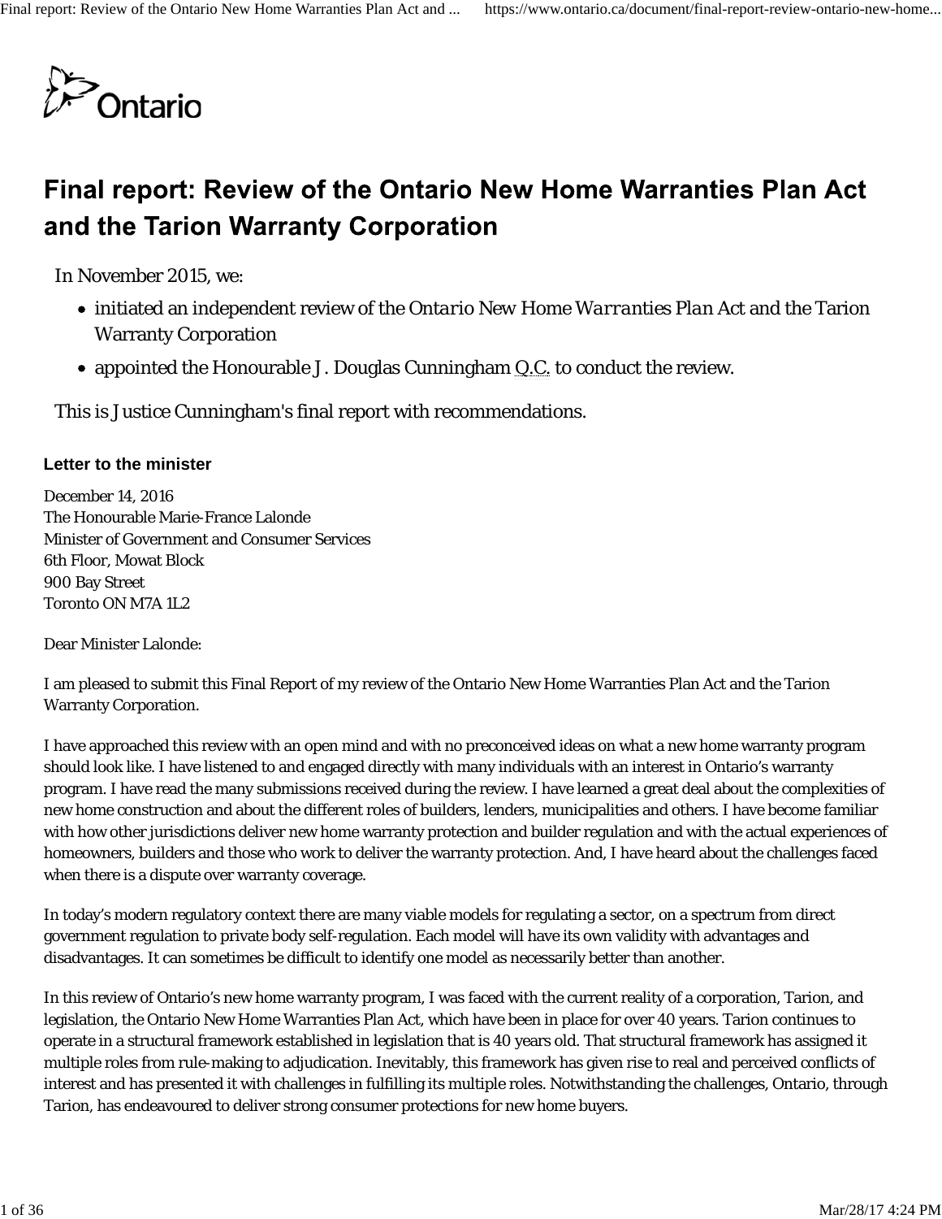# Final report: Review of the Ontario New Home Warranties Plan Act and the Tarion Warranty Corporation

In November 2015, we:

- initiated an independent review of the *Ontario New Home Warranties Plan Act* and the Tarion Warranty Corporation
- appointed the Honourable J. Douglas Cunningham Q.C. to conduct the review.

This is Justice Cunningham's final report with recommendations.

### Letter to the minister

December 14, 2016
The Honourable Marie-France Lalonde
Minister of Government and Consumer Services
6th Floor, Mowat Block
900 Bay Street
Toronto ON M7A 1L2

Dear Minister Lalonde:

I am pleased to submit this Final Report of my review of the Ontario New Home Warranties Plan Act and the Tarion Warranty Corporation.

I have approached this review with an open mind and with no preconceived ideas on what a new home warranty program should look like. I have listened to and engaged directly with many individuals with an interest in Ontario's warranty program. I have read the many submissions received during the review. I have learned a great deal about the complexities of new home construction and about the different roles of builders, lenders, municipalities and others. I have become familiar with how other jurisdictions deliver new home warranty protection and builder regulation and with the actual experiences of homeowners, builders and those who work to deliver the warranty protection. And, I have heard about the challenges faced when there is a dispute over warranty coverage.

In today's modern regulatory context there are many viable models for regulating a sector, on a spectrum from direct government regulation to private body self-regulation. Each model will have its own validity with advantages and disadvantages. It can sometimes be difficult to identify one model as necessarily better than another.

In this review of Ontario's new home warranty program, I was faced with the current reality of a corporation, Tarion, and legislation, the Ontario New Home Warranties Plan Act, which have been in place for over 40 years. Tarion continues to operate in a structural framework established in legislation that is 40 years old. That structural framework has assigned it multiple roles from rule-making to adjudication. Inevitably, this framework has given rise to real and perceived conflicts of interest and has presented it with challenges in fulfilling its multiple roles. Notwithstanding the challenges, Ontario, through Tarion, has endeavoured to deliver strong consumer protections for new home buyers.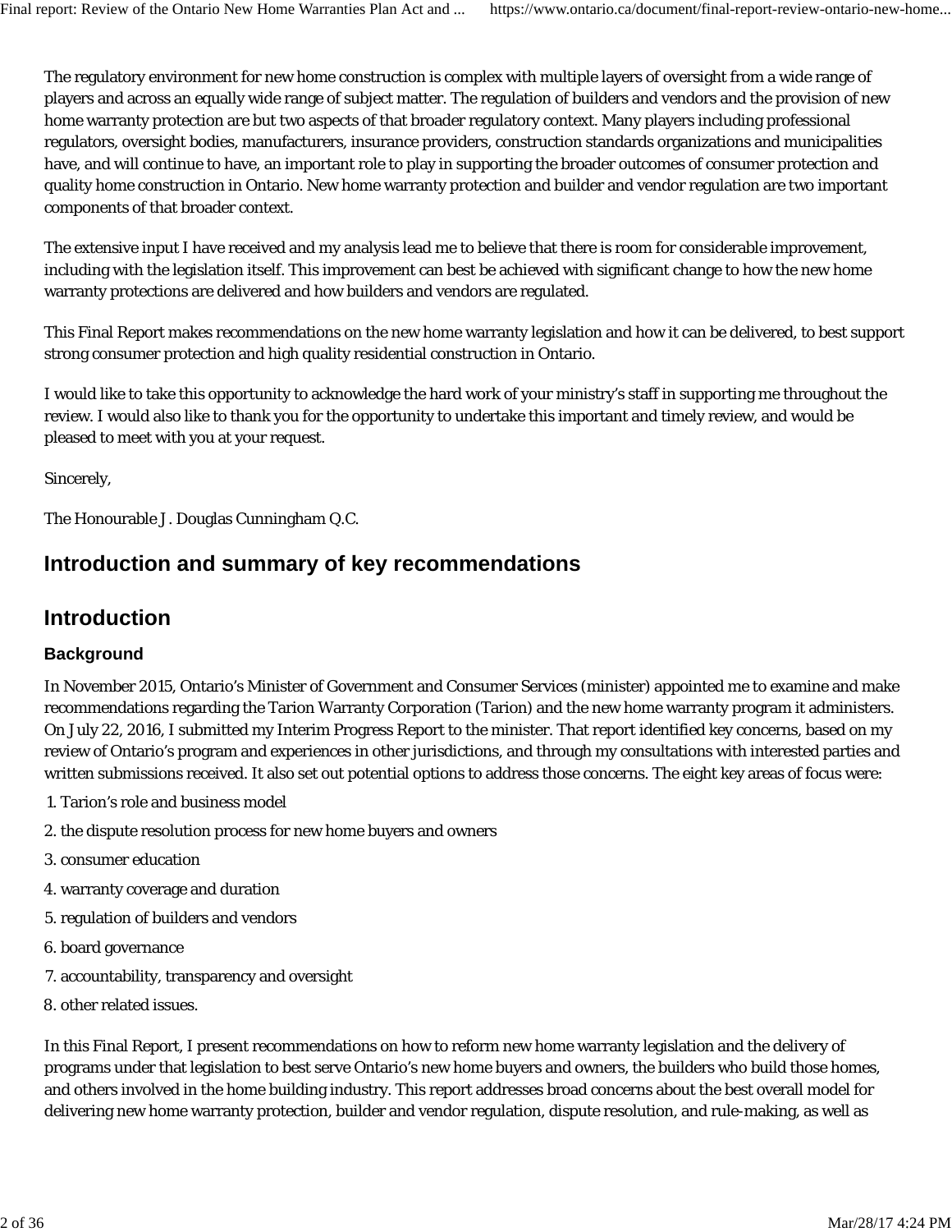The regulatory environment for new home construction is complex with multiple layers of oversight from a wide range of players and across an equally wide range of subject matter. The regulation of builders and vendors and the provision of new home warranty protection are but two aspects of that broader regulatory context. Many players including professional regulators, oversight bodies, manufacturers, insurance providers, construction standards organizations and municipalities have, and will continue to have, an important role to play in supporting the broader outcomes of consumer protection and quality home construction in Ontario. New home warranty protection and builder and vendor regulation are two important components of that broader context.

The extensive input I have received and my analysis lead me to believe that there is room for considerable improvement, including with the legislation itself. This improvement can best be achieved with significant change to how the new home warranty protections are delivered and how builders and vendors are regulated.

This Final Report makes recommendations on the new home warranty legislation and how it can be delivered, to best support strong consumer protection and high quality residential construction in Ontario.

I would like to take this opportunity to acknowledge the hard work of your ministry's staff in supporting me throughout the review. I would also like to thank you for the opportunity to undertake this important and timely review, and would be pleased to meet with you at your request.

Sincerely,

The Honourable J. Douglas Cunningham Q.C.

# Introduction and summary of key recommendations

## Introduction

### Background

In November 2015, Ontario's Minister of Government and Consumer Services (minister) appointed me to examine and make recommendations regarding the Tarion Warranty Corporation (Tarion) and the new home warranty program it administers. On July 22, 2016, I submitted my Interim Progress Report to the minister. That report identified key concerns, based on my review of Ontario's program and experiences in other jurisdictions, and through my consultations with interested parties and written submissions received. It also set out potential options to address those concerns. The eight key areas of focus were:

1. Tarion's role and business model
2. the dispute resolution process for new home buyers and owners
3. consumer education
4. warranty coverage and duration
5. regulation of builders and vendors
6. board governance
7. accountability, transparency and oversight
8. other related issues.

In this Final Report, I present recommendations on how to reform new home warranty legislation and the delivery of programs under that legislation to best serve Ontario's new home buyers and owners, the builders who build those homes, and others involved in the home building industry. This report addresses broad concerns about the best overall model for delivering new home warranty protection, builder and vendor regulation, dispute resolution, and rule-making, as well as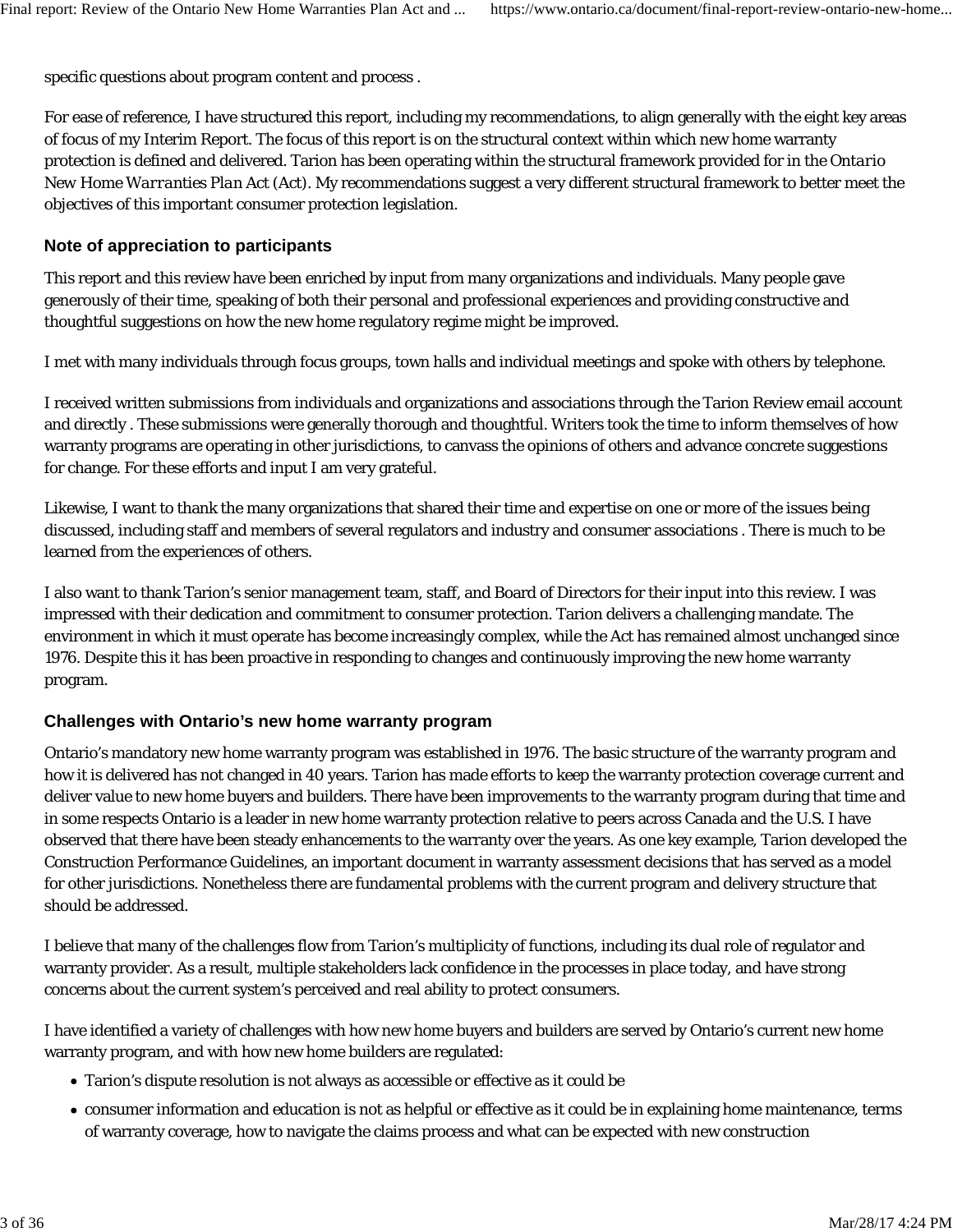specific questions about program content and process .

For ease of reference, I have structured this report, including my recommendations, to align generally with the eight key areas of focus of my Interim Report. The focus of this report is on the structural context within which new home warranty protection is defined and delivered. Tarion has been operating within the structural framework provided for in the *Ontario New Home Warranties Plan Act* (Act). My recommendations suggest a very different structural framework to better meet the objectives of this important consumer protection legislation.

### Note of appreciation to participants

This report and this review have been enriched by input from many organizations and individuals. Many people gave generously of their time, speaking of both their personal and professional experiences and providing constructive and thoughtful suggestions on how the new home regulatory regime might be improved.

I met with many individuals through focus groups, town halls and individual meetings and spoke with others by telephone.

I received written submissions from individuals and organizations and associations through the Tarion Review email account and directly . These submissions were generally thorough and thoughtful. Writers took the time to inform themselves of how warranty programs are operating in other jurisdictions, to canvass the opinions of others and advance concrete suggestions for change. For these efforts and input I am very grateful.

Likewise, I want to thank the many organizations that shared their time and expertise on one or more of the issues being discussed, including staff and members of several regulators and industry and consumer associations . There is much to be learned from the experiences of others.

I also want to thank Tarion's senior management team, staff, and Board of Directors for their input into this review. I was impressed with their dedication and commitment to consumer protection. Tarion delivers a challenging mandate. The environment in which it must operate has become increasingly complex, while the Act has remained almost unchanged since 1976. Despite this it has been proactive in responding to changes and continuously improving the new home warranty program.

### Challenges with Ontario's new home warranty program

Ontario's mandatory new home warranty program was established in 1976. The basic structure of the warranty program and how it is delivered has not changed in 40 years. Tarion has made efforts to keep the warranty protection coverage current and deliver value to new home buyers and builders. There have been improvements to the warranty program during that time and in some respects Ontario is a leader in new home warranty protection relative to peers across Canada and the U.S. I have observed that there have been steady enhancements to the warranty over the years. As one key example, Tarion developed the Construction Performance Guidelines, an important document in warranty assessment decisions that has served as a model for other jurisdictions. Nonetheless there are fundamental problems with the current program and delivery structure that should be addressed.

I believe that many of the challenges flow from Tarion's multiplicity of functions, including its dual role of regulator and warranty provider. As a result, multiple stakeholders lack confidence in the processes in place today, and have strong concerns about the current system's perceived and real ability to protect consumers.

I have identified a variety of challenges with how new home buyers and builders are served by Ontario's current new home warranty program, and with how new home builders are regulated:

- Tarion's dispute resolution is not always as accessible or effective as it could be
- consumer information and education is not as helpful or effective as it could be in explaining home maintenance, terms of warranty coverage, how to navigate the claims process and what can be expected with new construction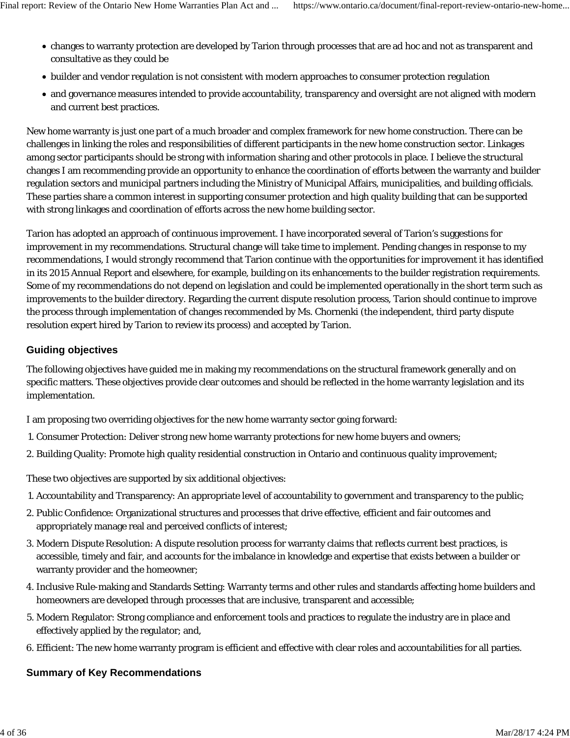- changes to warranty protection are developed by Tarion through processes that are ad hoc and not as transparent and consultative as they could be
- builder and vendor regulation is not consistent with modern approaches to consumer protection regulation
- and governance measures intended to provide accountability, transparency and oversight are not aligned with modern and current best practices.

New home warranty is just one part of a much broader and complex framework for new home construction. There can be challenges in linking the roles and responsibilities of different participants in the new home construction sector. Linkages among sector participants should be strong with information sharing and other protocols in place. I believe the structural changes I am recommending provide an opportunity to enhance the coordination of efforts between the warranty and builder regulation sectors and municipal partners including the Ministry of Municipal Affairs, municipalities, and building officials. These parties share a common interest in supporting consumer protection and high quality building that can be supported with strong linkages and coordination of efforts across the new home building sector.

Tarion has adopted an approach of continuous improvement. I have incorporated several of Tarion's suggestions for improvement in my recommendations. Structural change will take time to implement. Pending changes in response to my recommendations, I would strongly recommend that Tarion continue with the opportunities for improvement it has identified in its 2015 Annual Report and elsewhere, for example, building on its enhancements to the builder registration requirements. Some of my recommendations do not depend on legislation and could be implemented operationally in the short term such as improvements to the builder directory. Regarding the current dispute resolution process, Tarion should continue to improve the process through implementation of changes recommended by Ms. Chornenki (the independent, third party dispute resolution expert hired by Tarion to review its process) and accepted by Tarion.

## Guiding objectives

The following objectives have guided me in making my recommendations on the structural framework generally and on specific matters. These objectives provide clear outcomes and should be reflected in the home warranty legislation and its implementation.

I am proposing two overriding objectives for the new home warranty sector going forward:

1. Consumer Protection: Deliver strong new home warranty protections for new home buyers and owners;
2. Building Quality: Promote high quality residential construction in Ontario and continuous quality improvement;

These two objectives are supported by six additional objectives:

1. Accountability and Transparency: An appropriate level of accountability to government and transparency to the public;
2. Public Confidence: Organizational structures and processes that drive effective, efficient and fair outcomes and appropriately manage real and perceived conflicts of interest;
3. Modern Dispute Resolution: A dispute resolution process for warranty claims that reflects current best practices, is accessible, timely and fair, and accounts for the imbalance in knowledge and expertise that exists between a builder or warranty provider and the homeowner;
4. Inclusive Rule-making and Standards Setting: Warranty terms and other rules and standards affecting home builders and homeowners are developed through processes that are inclusive, transparent and accessible;
5. Modern Regulator: Strong compliance and enforcement tools and practices to regulate the industry are in place and effectively applied by the regulator; and,
6. Efficient: The new home warranty program is efficient and effective with clear roles and accountabilities for all parties.

## Summary of Key Recommendations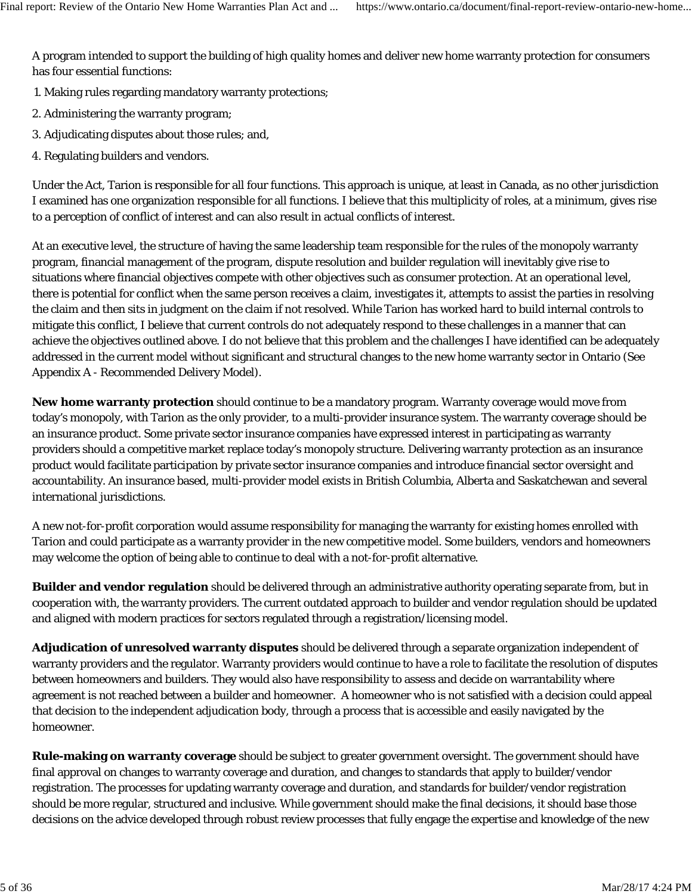A program intended to support the building of high quality homes and deliver new home warranty protection for consumers has four essential functions:

1. Making rules regarding mandatory warranty protections;
2. Administering the warranty program;
3. Adjudicating disputes about those rules; and,
4. Regulating builders and vendors.

Under the Act, Tarion is responsible for all four functions. This approach is unique, at least in Canada, as no other jurisdiction I examined has one organization responsible for all functions. I believe that this multiplicity of roles, at a minimum, gives rise to a perception of conflict of interest and can also result in actual conflicts of interest.

At an executive level, the structure of having the same leadership team responsible for the rules of the monopoly warranty program, financial management of the program, dispute resolution and builder regulation will inevitably give rise to situations where financial objectives compete with other objectives such as consumer protection. At an operational level, there is potential for conflict when the same person receives a claim, investigates it, attempts to assist the parties in resolving the claim and then sits in judgment on the claim if not resolved. While Tarion has worked hard to build internal controls to mitigate this conflict, I believe that current controls do not adequately respond to these challenges in a manner that can achieve the objectives outlined above. I do not believe that this problem and the challenges I have identified can be adequately addressed in the current model without significant and structural changes to the new home warranty sector in Ontario (See Appendix A - Recommended Delivery Model).

**New home warranty protection** should continue to be a mandatory program. Warranty coverage would move from today's monopoly, with Tarion as the only provider, to a multi-provider insurance system. The warranty coverage should be an insurance product. Some private sector insurance companies have expressed interest in participating as warranty providers should a competitive market replace today's monopoly structure. Delivering warranty protection as an insurance product would facilitate participation by private sector insurance companies and introduce financial sector oversight and accountability. An insurance based, multi-provider model exists in British Columbia, Alberta and Saskatchewan and several international jurisdictions.

A new not-for-profit corporation would assume responsibility for managing the warranty for existing homes enrolled with Tarion and could participate as a warranty provider in the new competitive model. Some builders, vendors and homeowners may welcome the option of being able to continue to deal with a not-for-profit alternative.

**Builder and vendor regulation** should be delivered through an administrative authority operating separate from, but in cooperation with, the warranty providers. The current outdated approach to builder and vendor regulation should be updated and aligned with modern practices for sectors regulated through a registration/licensing model.

**Adjudication of unresolved warranty disputes** should be delivered through a separate organization independent of warranty providers and the regulator. Warranty providers would continue to have a role to facilitate the resolution of disputes between homeowners and builders. They would also have responsibility to assess and decide on warrantability where agreement is not reached between a builder and homeowner. A homeowner who is not satisfied with a decision could appeal that decision to the independent adjudication body, through a process that is accessible and easily navigated by the homeowner.

**Rule-making on warranty coverage** should be subject to greater government oversight. The government should have final approval on changes to warranty coverage and duration, and changes to standards that apply to builder/vendor registration. The processes for updating warranty coverage and duration, and standards for builder/vendor registration should be more regular, structured and inclusive. While government should make the final decisions, it should base those decisions on the advice developed through robust review processes that fully engage the expertise and knowledge of the new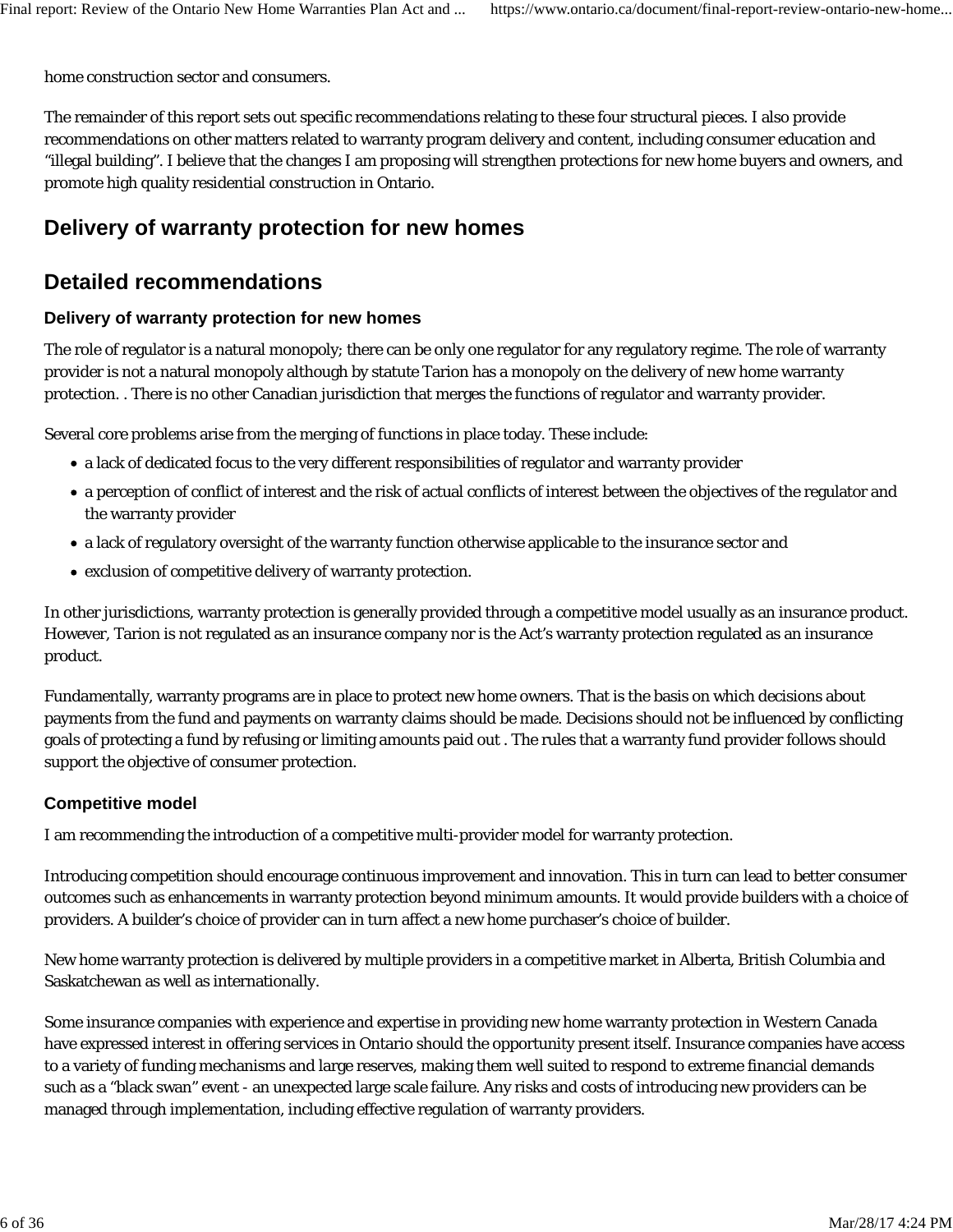home construction sector and consumers.

The remainder of this report sets out specific recommendations relating to these four structural pieces. I also provide recommendations on other matters related to warranty program delivery and content, including consumer education and "illegal building". I believe that the changes I am proposing will strengthen protections for new home buyers and owners, and promote high quality residential construction in Ontario.

## Delivery of warranty protection for new homes

## Detailed recommendations

### Delivery of warranty protection for new homes

The role of regulator is a natural monopoly; there can be only one regulator for any regulatory regime. The role of warranty provider is not a natural monopoly although by statute Tarion has a monopoly on the delivery of new home warranty protection. . There is no other Canadian jurisdiction that merges the functions of regulator and warranty provider.

Several core problems arise from the merging of functions in place today. These include:

- a lack of dedicated focus to the very different responsibilities of regulator and warranty provider
- a perception of conflict of interest and the risk of actual conflicts of interest between the objectives of the regulator and the warranty provider
- a lack of regulatory oversight of the warranty function otherwise applicable to the insurance sector and
- exclusion of competitive delivery of warranty protection.

In other jurisdictions, warranty protection is generally provided through a competitive model usually as an insurance product. However, Tarion is not regulated as an insurance company nor is the Act's warranty protection regulated as an insurance product.

Fundamentally, warranty programs are in place to protect new home owners. That is the basis on which decisions about payments from the fund and payments on warranty claims should be made. Decisions should not be influenced by conflicting goals of protecting a fund by refusing or limiting amounts paid out . The rules that a warranty fund provider follows should support the objective of consumer protection.

### Competitive model

I am recommending the introduction of a competitive multi-provider model for warranty protection.

Introducing competition should encourage continuous improvement and innovation. This in turn can lead to better consumer outcomes such as enhancements in warranty protection beyond minimum amounts. It would provide builders with a choice of providers. A builder's choice of provider can in turn affect a new home purchaser's choice of builder.

New home warranty protection is delivered by multiple providers in a competitive market in Alberta, British Columbia and Saskatchewan as well as internationally.

Some insurance companies with experience and expertise in providing new home warranty protection in Western Canada have expressed interest in offering services in Ontario should the opportunity present itself. Insurance companies have access to a variety of funding mechanisms and large reserves, making them well suited to respond to extreme financial demands such as a "black swan" event - an unexpected large scale failure. Any risks and costs of introducing new providers can be managed through implementation, including effective regulation of warranty providers.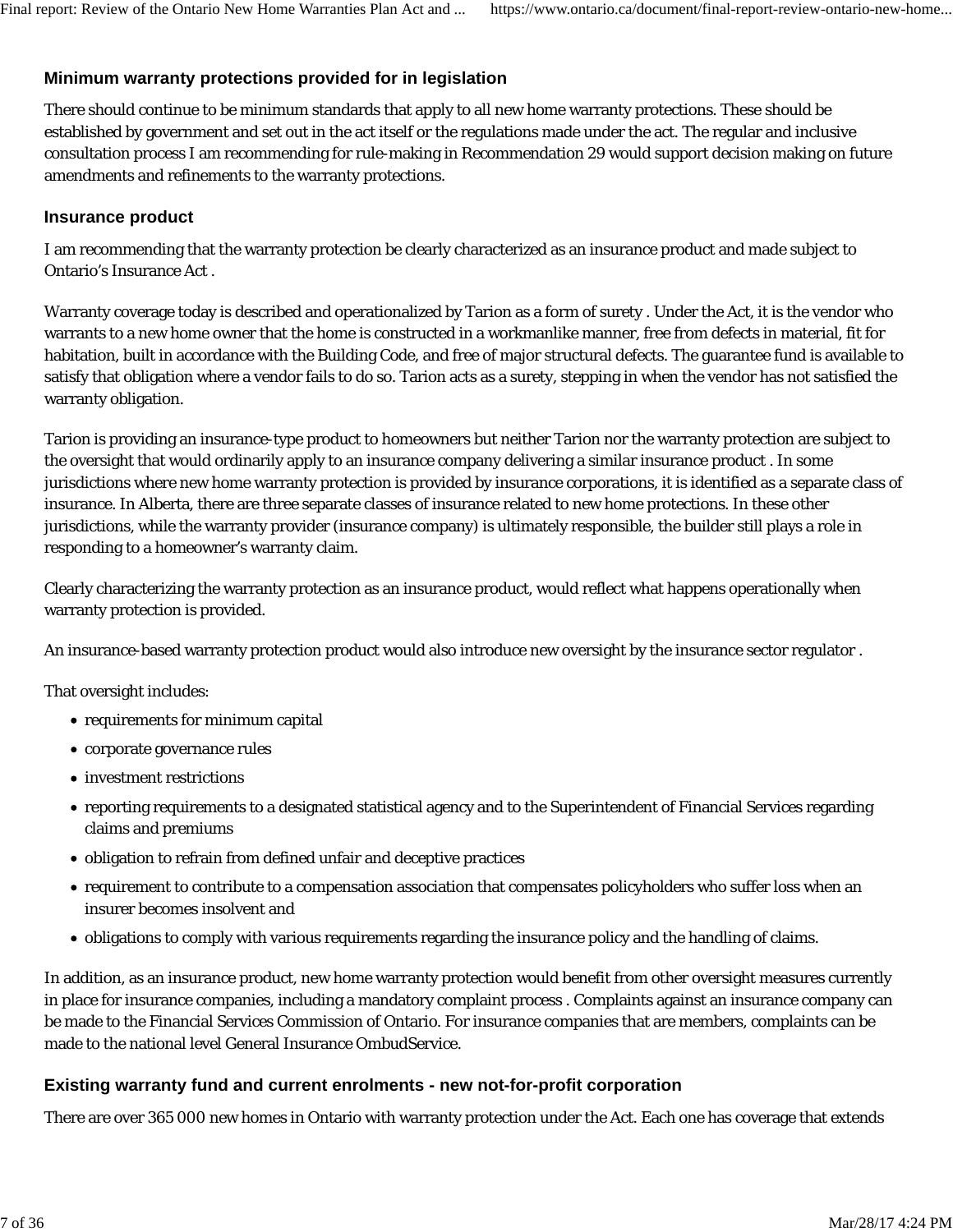### Minimum warranty protections provided for in legislation

There should continue to be minimum standards that apply to all new home warranty protections. These should be established by government and set out in the act itself or the regulations made under the act. The regular and inclusive consultation process I am recommending for rule-making in Recommendation 29 would support decision making on future amendments and refinements to the warranty protections.

### Insurance product

I am recommending that the warranty protection be clearly characterized as an insurance product and made subject to Ontario's Insurance Act .

Warranty coverage today is described and operationalized by Tarion as a form of surety . Under the Act, it is the vendor who warrants to a new home owner that the home is constructed in a workmanlike manner, free from defects in material, fit for habitation, built in accordance with the Building Code, and free of major structural defects. The guarantee fund is available to satisfy that obligation where a vendor fails to do so. Tarion acts as a surety, stepping in when the vendor has not satisfied the warranty obligation.

Tarion is providing an insurance-type product to homeowners but neither Tarion nor the warranty protection are subject to the oversight that would ordinarily apply to an insurance company delivering a similar insurance product . In some jurisdictions where new home warranty protection is provided by insurance corporations, it is identified as a separate class of insurance. In Alberta, there are three separate classes of insurance related to new home protections. In these other jurisdictions, while the warranty provider (insurance company) is ultimately responsible, the builder still plays a role in responding to a homeowner's warranty claim.

Clearly characterizing the warranty protection as an insurance product, would reflect what happens operationally when warranty protection is provided.

An insurance-based warranty protection product would also introduce new oversight by the insurance sector regulator .

That oversight includes:

- requirements for minimum capital
- corporate governance rules
- investment restrictions
- reporting requirements to a designated statistical agency and to the Superintendent of Financial Services regarding claims and premiums
- obligation to refrain from defined unfair and deceptive practices
- requirement to contribute to a compensation association that compensates policyholders who suffer loss when an insurer becomes insolvent and
- obligations to comply with various requirements regarding the insurance policy and the handling of claims.

In addition, as an insurance product, new home warranty protection would benefit from other oversight measures currently in place for insurance companies, including a mandatory complaint process . Complaints against an insurance company can be made to the Financial Services Commission of Ontario. For insurance companies that are members, complaints can be made to the national level General Insurance OmbudService.

### Existing warranty fund and current enrolments - new not-for-profit corporation

There are over 365 000 new homes in Ontario with warranty protection under the Act. Each one has coverage that extends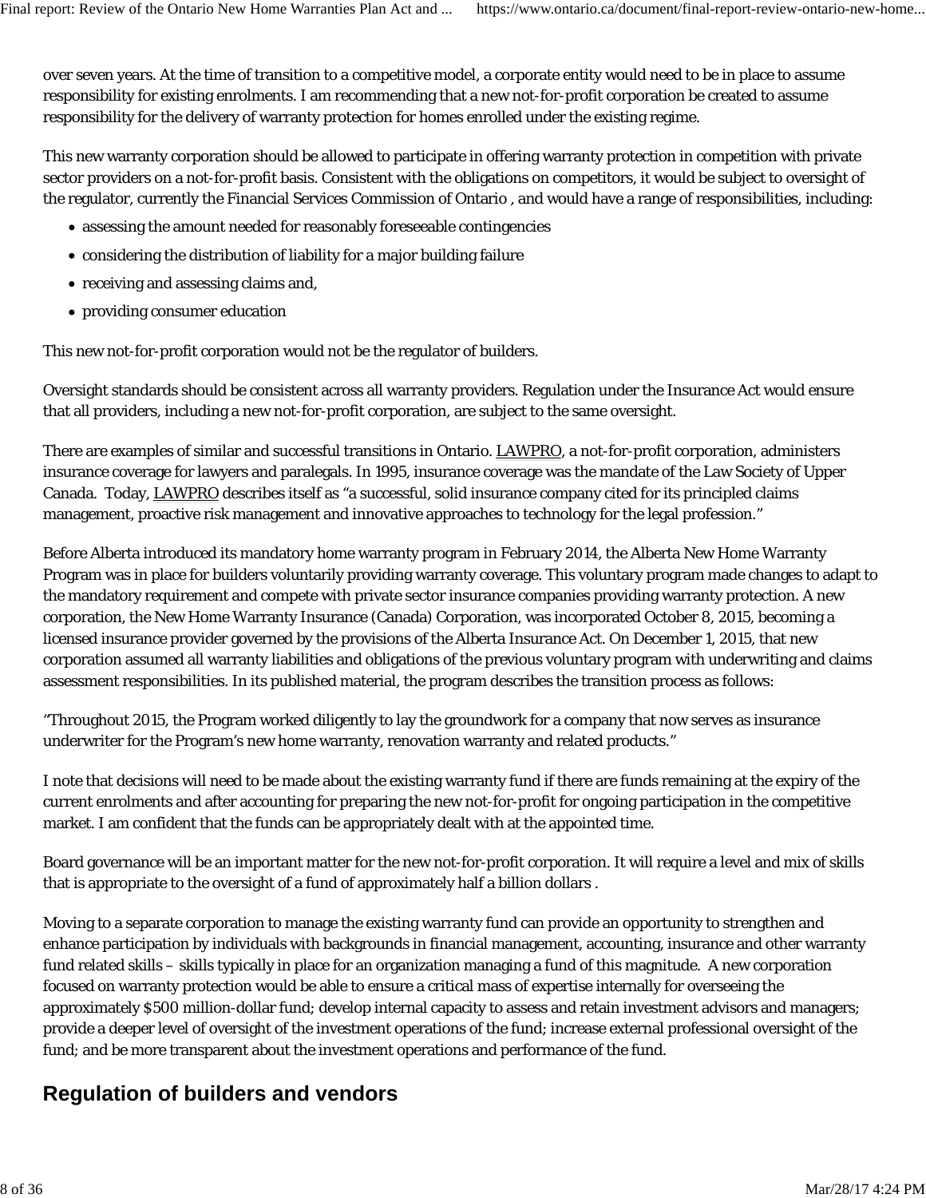over seven years. At the time of transition to a competitive model, a corporate entity would need to be in place to assume responsibility for existing enrolments. I am recommending that a new not-for-profit corporation be created to assume responsibility for the delivery of warranty protection for homes enrolled under the existing regime.

This new warranty corporation should be allowed to participate in offering warranty protection in competition with private sector providers on a not-for-profit basis. Consistent with the obligations on competitors, it would be subject to oversight of the regulator, currently the Financial Services Commission of Ontario , and would have a range of responsibilities, including:

- assessing the amount needed for reasonably foreseeable contingencies
- considering the distribution of liability for a major building failure
- receiving and assessing claims and,
- providing consumer education

This new not-for-profit corporation would not be the regulator of builders.

Oversight standards should be consistent across all warranty providers. Regulation under the Insurance Act would ensure that all providers, including a new not-for-profit corporation, are subject to the same oversight.

There are examples of similar and successful transitions in Ontario. LAWPRO, a not-for-profit corporation, administers insurance coverage for lawyers and paralegals. In 1995, insurance coverage was the mandate of the Law Society of Upper Canada. Today, LAWPRO describes itself as "a successful, solid insurance company cited for its principled claims management, proactive risk management and innovative approaches to technology for the legal profession."

Before Alberta introduced its mandatory home warranty program in February 2014, the Alberta New Home Warranty Program was in place for builders voluntarily providing warranty coverage. This voluntary program made changes to adapt to the mandatory requirement and compete with private sector insurance companies providing warranty protection. A new corporation, the New Home Warranty Insurance (Canada) Corporation, was incorporated October 8, 2015, becoming a licensed insurance provider governed by the provisions of the Alberta Insurance Act. On December 1, 2015, that new corporation assumed all warranty liabilities and obligations of the previous voluntary program with underwriting and claims assessment responsibilities. In its published material, the program describes the transition process as follows:

"Throughout 2015, the Program worked diligently to lay the groundwork for a company that now serves as insurance underwriter for the Program's new home warranty, renovation warranty and related products."

I note that decisions will need to be made about the existing warranty fund if there are funds remaining at the expiry of the current enrolments and after accounting for preparing the new not-for-profit for ongoing participation in the competitive market. I am confident that the funds can be appropriately dealt with at the appointed time.

Board governance will be an important matter for the new not-for-profit corporation. It will require a level and mix of skills that is appropriate to the oversight of a fund of approximately half a billion dollars .

Moving to a separate corporation to manage the existing warranty fund can provide an opportunity to strengthen and enhance participation by individuals with backgrounds in financial management, accounting, insurance and other warranty fund related skills – skills typically in place for an organization managing a fund of this magnitude. A new corporation focused on warranty protection would be able to ensure a critical mass of expertise internally for overseeing the approximately $500 million-dollar fund; develop internal capacity to assess and retain investment advisors and managers; provide a deeper level of oversight of the investment operations of the fund; increase external professional oversight of the fund; and be more transparent about the investment operations and performance of the fund.

## Regulation of builders and vendors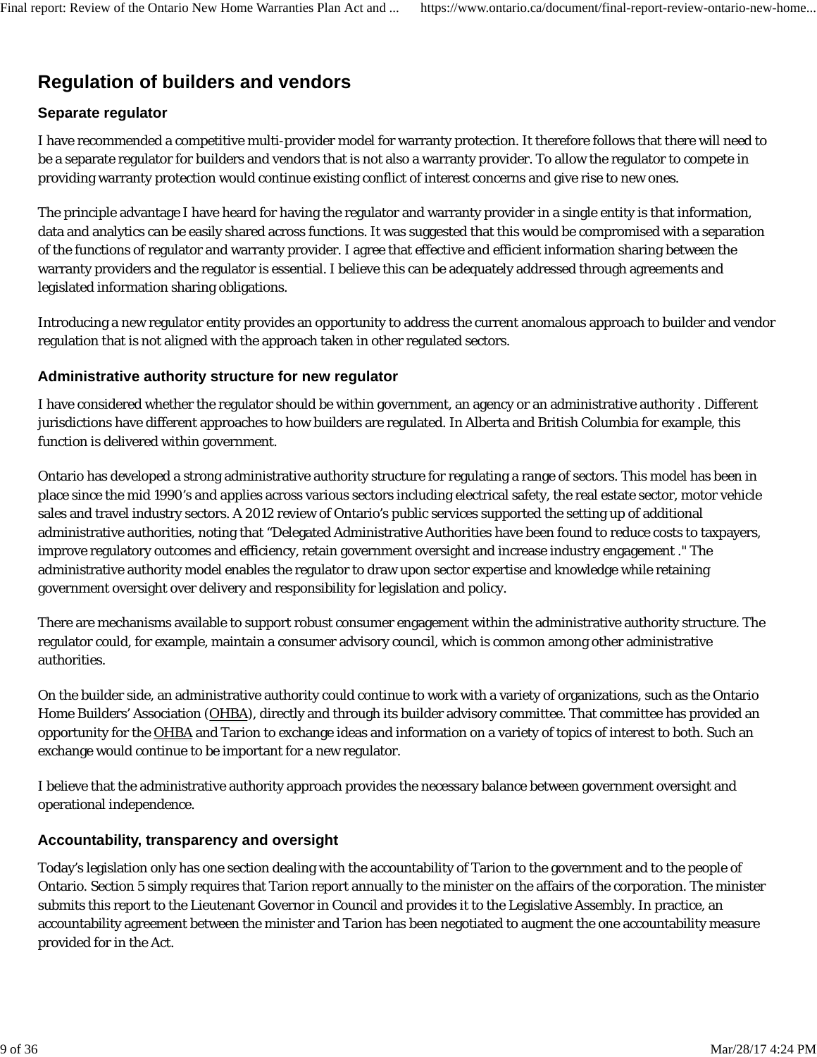## Regulation of builders and vendors

### Separate regulator

I have recommended a competitive multi-provider model for warranty protection. It therefore follows that there will need to be a separate regulator for builders and vendors that is not also a warranty provider. To allow the regulator to compete in providing warranty protection would continue existing conflict of interest concerns and give rise to new ones.

The principle advantage I have heard for having the regulator and warranty provider in a single entity is that information, data and analytics can be easily shared across functions. It was suggested that this would be compromised with a separation of the functions of regulator and warranty provider. I agree that effective and efficient information sharing between the warranty providers and the regulator is essential. I believe this can be adequately addressed through agreements and legislated information sharing obligations.

Introducing a new regulator entity provides an opportunity to address the current anomalous approach to builder and vendor regulation that is not aligned with the approach taken in other regulated sectors.

### Administrative authority structure for new regulator

I have considered whether the regulator should be within government, an agency or an administrative authority . Different jurisdictions have different approaches to how builders are regulated. In Alberta and British Columbia for example, this function is delivered within government.

Ontario has developed a strong administrative authority structure for regulating a range of sectors. This model has been in place since the mid 1990's and applies across various sectors including electrical safety, the real estate sector, motor vehicle sales and travel industry sectors. A 2012 review of Ontario's public services supported the setting up of additional administrative authorities, noting that "Delegated Administrative Authorities have been found to reduce costs to taxpayers, improve regulatory outcomes and efficiency, retain government oversight and increase industry engagement ." The administrative authority model enables the regulator to draw upon sector expertise and knowledge while retaining government oversight over delivery and responsibility for legislation and policy.

There are mechanisms available to support robust consumer engagement within the administrative authority structure. The regulator could, for example, maintain a consumer advisory council, which is common among other administrative authorities.

On the builder side, an administrative authority could continue to work with a variety of organizations, such as the Ontario Home Builders' Association (OHBA), directly and through its builder advisory committee. That committee has provided an opportunity for the OHBA and Tarion to exchange ideas and information on a variety of topics of interest to both. Such an exchange would continue to be important for a new regulator.

I believe that the administrative authority approach provides the necessary balance between government oversight and operational independence.

### Accountability, transparency and oversight

Today's legislation only has one section dealing with the accountability of Tarion to the government and to the people of Ontario. Section 5 simply requires that Tarion report annually to the minister on the affairs of the corporation. The minister submits this report to the Lieutenant Governor in Council and provides it to the Legislative Assembly. In practice, an accountability agreement between the minister and Tarion has been negotiated to augment the one accountability measure provided for in the Act.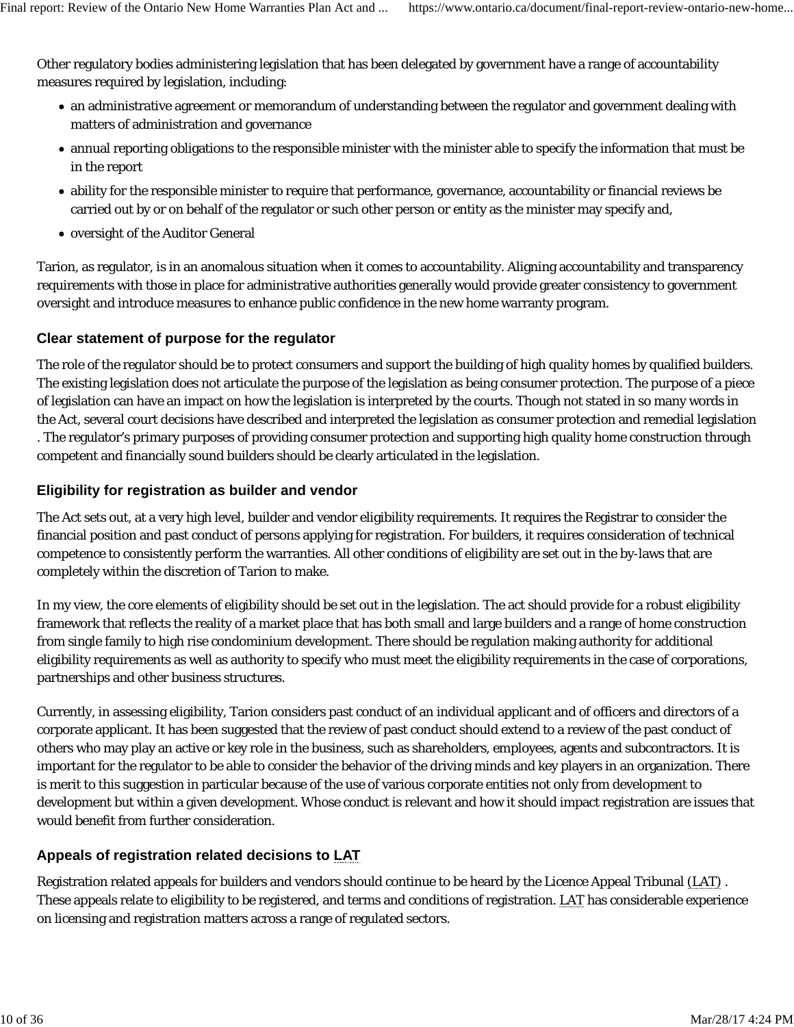Other regulatory bodies administering legislation that has been delegated by government have a range of accountability measures required by legislation, including:

- an administrative agreement or memorandum of understanding between the regulator and government dealing with matters of administration and governance
- annual reporting obligations to the responsible minister with the minister able to specify the information that must be in the report
- ability for the responsible minister to require that performance, governance, accountability or financial reviews be carried out by or on behalf of the regulator or such other person or entity as the minister may specify and,
- oversight of the Auditor General

Tarion, as regulator, is in an anomalous situation when it comes to accountability. Aligning accountability and transparency requirements with those in place for administrative authorities generally would provide greater consistency to government oversight and introduce measures to enhance public confidence in the new home warranty program.

### Clear statement of purpose for the regulator

The role of the regulator should be to protect consumers and support the building of high quality homes by qualified builders. The existing legislation does not articulate the purpose of the legislation as being consumer protection. The purpose of a piece of legislation can have an impact on how the legislation is interpreted by the courts. Though not stated in so many words in the Act, several court decisions have described and interpreted the legislation as consumer protection and remedial legislation . The regulator's primary purposes of providing consumer protection and supporting high quality home construction through competent and financially sound builders should be clearly articulated in the legislation.

### Eligibility for registration as builder and vendor

The Act sets out, at a very high level, builder and vendor eligibility requirements. It requires the Registrar to consider the financial position and past conduct of persons applying for registration. For builders, it requires consideration of technical competence to consistently perform the warranties. All other conditions of eligibility are set out in the by-laws that are completely within the discretion of Tarion to make.

In my view, the core elements of eligibility should be set out in the legislation. The act should provide for a robust eligibility framework that reflects the reality of a market place that has both small and large builders and a range of home construction from single family to high rise condominium development. There should be regulation making authority for additional eligibility requirements as well as authority to specify who must meet the eligibility requirements in the case of corporations, partnerships and other business structures.

Currently, in assessing eligibility, Tarion considers past conduct of an individual applicant and of officers and directors of a corporate applicant. It has been suggested that the review of past conduct should extend to a review of the past conduct of others who may play an active or key role in the business, such as shareholders, employees, agents and subcontractors. It is important for the regulator to be able to consider the behavior of the driving minds and key players in an organization. There is merit to this suggestion in particular because of the use of various corporate entities not only from development to development but within a given development. Whose conduct is relevant and how it should impact registration are issues that would benefit from further consideration.

### Appeals of registration related decisions to LAT

Registration related appeals for builders and vendors should continue to be heard by the Licence Appeal Tribunal (LAT) . These appeals relate to eligibility to be registered, and terms and conditions of registration. LAT has considerable experience on licensing and registration matters across a range of regulated sectors.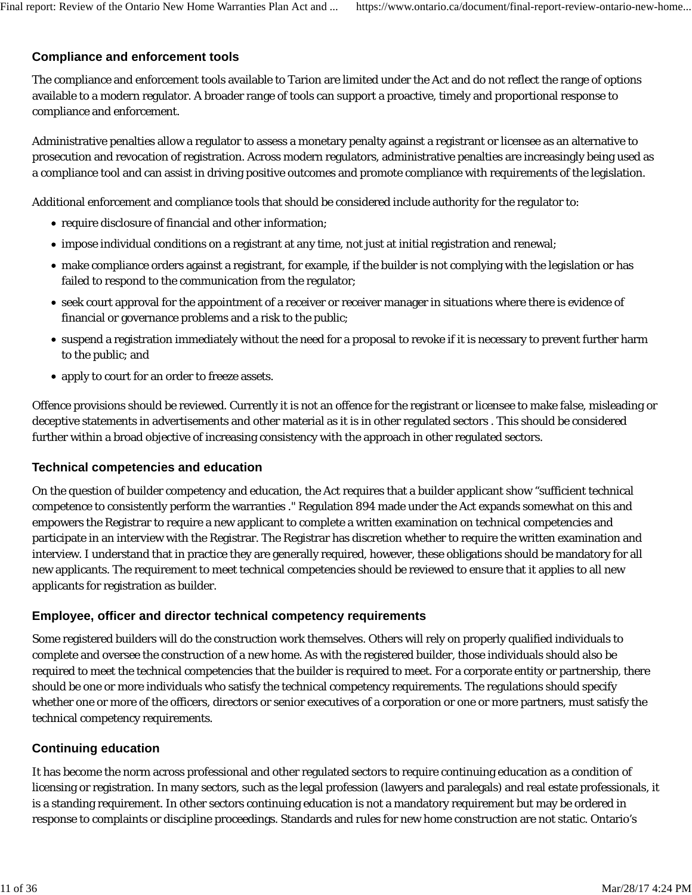### Compliance and enforcement tools

The compliance and enforcement tools available to Tarion are limited under the Act and do not reflect the range of options available to a modern regulator. A broader range of tools can support a proactive, timely and proportional response to compliance and enforcement.

Administrative penalties allow a regulator to assess a monetary penalty against a registrant or licensee as an alternative to prosecution and revocation of registration. Across modern regulators, administrative penalties are increasingly being used as a compliance tool and can assist in driving positive outcomes and promote compliance with requirements of the legislation.

Additional enforcement and compliance tools that should be considered include authority for the regulator to:

- require disclosure of financial and other information;
- impose individual conditions on a registrant at any time, not just at initial registration and renewal;
- make compliance orders against a registrant, for example, if the builder is not complying with the legislation or has failed to respond to the communication from the regulator;
- seek court approval for the appointment of a receiver or receiver manager in situations where there is evidence of financial or governance problems and a risk to the public;
- suspend a registration immediately without the need for a proposal to revoke if it is necessary to prevent further harm to the public; and
- apply to court for an order to freeze assets.

Offence provisions should be reviewed. Currently it is not an offence for the registrant or licensee to make false, misleading or deceptive statements in advertisements and other material as it is in other regulated sectors . This should be considered further within a broad objective of increasing consistency with the approach in other regulated sectors.

### Technical competencies and education

On the question of builder competency and education, the Act requires that a builder applicant show “sufficient technical competence to consistently perform the warranties ." Regulation 894 made under the Act expands somewhat on this and empowers the Registrar to require a new applicant to complete a written examination on technical competencies and participate in an interview with the Registrar. The Registrar has discretion whether to require the written examination and interview. I understand that in practice they are generally required, however, these obligations should be mandatory for all new applicants. The requirement to meet technical competencies should be reviewed to ensure that it applies to all new applicants for registration as builder.

### Employee, officer and director technical competency requirements

Some registered builders will do the construction work themselves. Others will rely on properly qualified individuals to complete and oversee the construction of a new home. As with the registered builder, those individuals should also be required to meet the technical competencies that the builder is required to meet. For a corporate entity or partnership, there should be one or more individuals who satisfy the technical competency requirements. The regulations should specify whether one or more of the officers, directors or senior executives of a corporation or one or more partners, must satisfy the technical competency requirements.

### Continuing education

It has become the norm across professional and other regulated sectors to require continuing education as a condition of licensing or registration. In many sectors, such as the legal profession (lawyers and paralegals) and real estate professionals, it is a standing requirement. In other sectors continuing education is not a mandatory requirement but may be ordered in response to complaints or discipline proceedings. Standards and rules for new home construction are not static. Ontario’s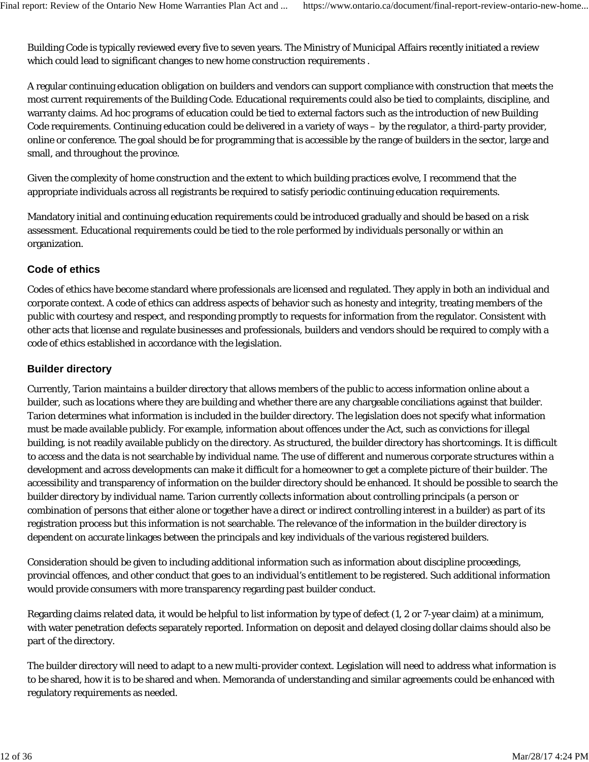Building Code is typically reviewed every five to seven years. The Ministry of Municipal Affairs recently initiated a review which could lead to significant changes to new home construction requirements .

A regular continuing education obligation on builders and vendors can support compliance with construction that meets the most current requirements of the Building Code. Educational requirements could also be tied to complaints, discipline, and warranty claims. Ad hoc programs of education could be tied to external factors such as the introduction of new Building Code requirements. Continuing education could be delivered in a variety of ways – by the regulator, a third-party provider, online or conference. The goal should be for programming that is accessible by the range of builders in the sector, large and small, and throughout the province.

Given the complexity of home construction and the extent to which building practices evolve, I recommend that the appropriate individuals across all registrants be required to satisfy periodic continuing education requirements.

Mandatory initial and continuing education requirements could be introduced gradually and should be based on a risk assessment. Educational requirements could be tied to the role performed by individuals personally or within an organization.

### Code of ethics

Codes of ethics have become standard where professionals are licensed and regulated. They apply in both an individual and corporate context. A code of ethics can address aspects of behavior such as honesty and integrity, treating members of the public with courtesy and respect, and responding promptly to requests for information from the regulator. Consistent with other acts that license and regulate businesses and professionals, builders and vendors should be required to comply with a code of ethics established in accordance with the legislation.

### Builder directory

Currently, Tarion maintains a builder directory that allows members of the public to access information online about a builder, such as locations where they are building and whether there are any chargeable conciliations against that builder. Tarion determines what information is included in the builder directory. The legislation does not specify what information must be made available publicly. For example, information about offences under the Act, such as convictions for illegal building, is not readily available publicly on the directory. As structured, the builder directory has shortcomings. It is difficult to access and the data is not searchable by individual name. The use of different and numerous corporate structures within a development and across developments can make it difficult for a homeowner to get a complete picture of their builder. The accessibility and transparency of information on the builder directory should be enhanced. It should be possible to search the builder directory by individual name. Tarion currently collects information about controlling principals (a person or combination of persons that either alone or together have a direct or indirect controlling interest in a builder) as part of its registration process but this information is not searchable. The relevance of the information in the builder directory is dependent on accurate linkages between the principals and key individuals of the various registered builders.

Consideration should be given to including additional information such as information about discipline proceedings, provincial offences, and other conduct that goes to an individual's entitlement to be registered. Such additional information would provide consumers with more transparency regarding past builder conduct.

Regarding claims related data, it would be helpful to list information by type of defect (1, 2 or 7-year claim) at a minimum, with water penetration defects separately reported. Information on deposit and delayed closing dollar claims should also be part of the directory.

The builder directory will need to adapt to a new multi-provider context. Legislation will need to address what information is to be shared, how it is to be shared and when. Memoranda of understanding and similar agreements could be enhanced with regulatory requirements as needed.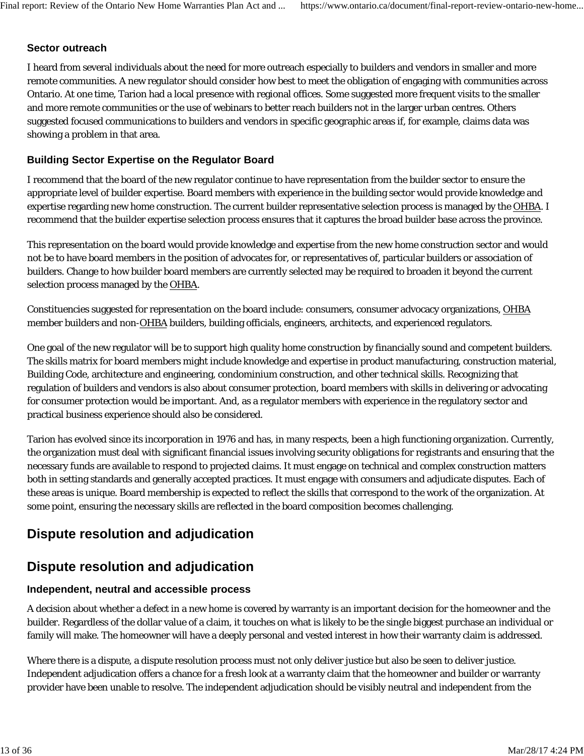### Sector outreach

I heard from several individuals about the need for more outreach especially to builders and vendors in smaller and more remote communities. A new regulator should consider how best to meet the obligation of engaging with communities across Ontario. At one time, Tarion had a local presence with regional offices. Some suggested more frequent visits to the smaller and more remote communities or the use of webinars to better reach builders not in the larger urban centres. Others suggested focused communications to builders and vendors in specific geographic areas if, for example, claims data was showing a problem in that area.

### Building Sector Expertise on the Regulator Board

I recommend that the board of the new regulator continue to have representation from the builder sector to ensure the appropriate level of builder expertise. Board members with experience in the building sector would provide knowledge and expertise regarding new home construction. The current builder representative selection process is managed by the OHBA. I recommend that the builder expertise selection process ensures that it captures the broad builder base across the province.

This representation on the board would provide knowledge and expertise from the new home construction sector and would not be to have board members in the position of advocates for, or representatives of, particular builders or association of builders. Change to how builder board members are currently selected may be required to broaden it beyond the current selection process managed by the OHBA.

Constituencies suggested for representation on the board include: consumers, consumer advocacy organizations, OHBA member builders and non-OHBA builders, building officials, engineers, architects, and experienced regulators.

One goal of the new regulator will be to support high quality home construction by financially sound and competent builders. The skills matrix for board members might include knowledge and expertise in product manufacturing, construction material, Building Code, architecture and engineering, condominium construction, and other technical skills. Recognizing that regulation of builders and vendors is also about consumer protection, board members with skills in delivering or advocating for consumer protection would be important. And, as a regulator members with experience in the regulatory sector and practical business experience should also be considered.

Tarion has evolved since its incorporation in 1976 and has, in many respects, been a high functioning organization. Currently, the organization must deal with significant financial issues involving security obligations for registrants and ensuring that the necessary funds are available to respond to projected claims. It must engage on technical and complex construction matters both in setting standards and generally accepted practices. It must engage with consumers and adjudicate disputes. Each of these areas is unique. Board membership is expected to reflect the skills that correspond to the work of the organization. At some point, ensuring the necessary skills are reflected in the board composition becomes challenging.

## Dispute resolution and adjudication

## Dispute resolution and adjudication

### Independent, neutral and accessible process

A decision about whether a defect in a new home is covered by warranty is an important decision for the homeowner and the builder. Regardless of the dollar value of a claim, it touches on what is likely to be the single biggest purchase an individual or family will make. The homeowner will have a deeply personal and vested interest in how their warranty claim is addressed.

Where there is a dispute, a dispute resolution process must not only deliver justice but also be seen to deliver justice. Independent adjudication offers a chance for a fresh look at a warranty claim that the homeowner and builder or warranty provider have been unable to resolve. The independent adjudication should be visibly neutral and independent from the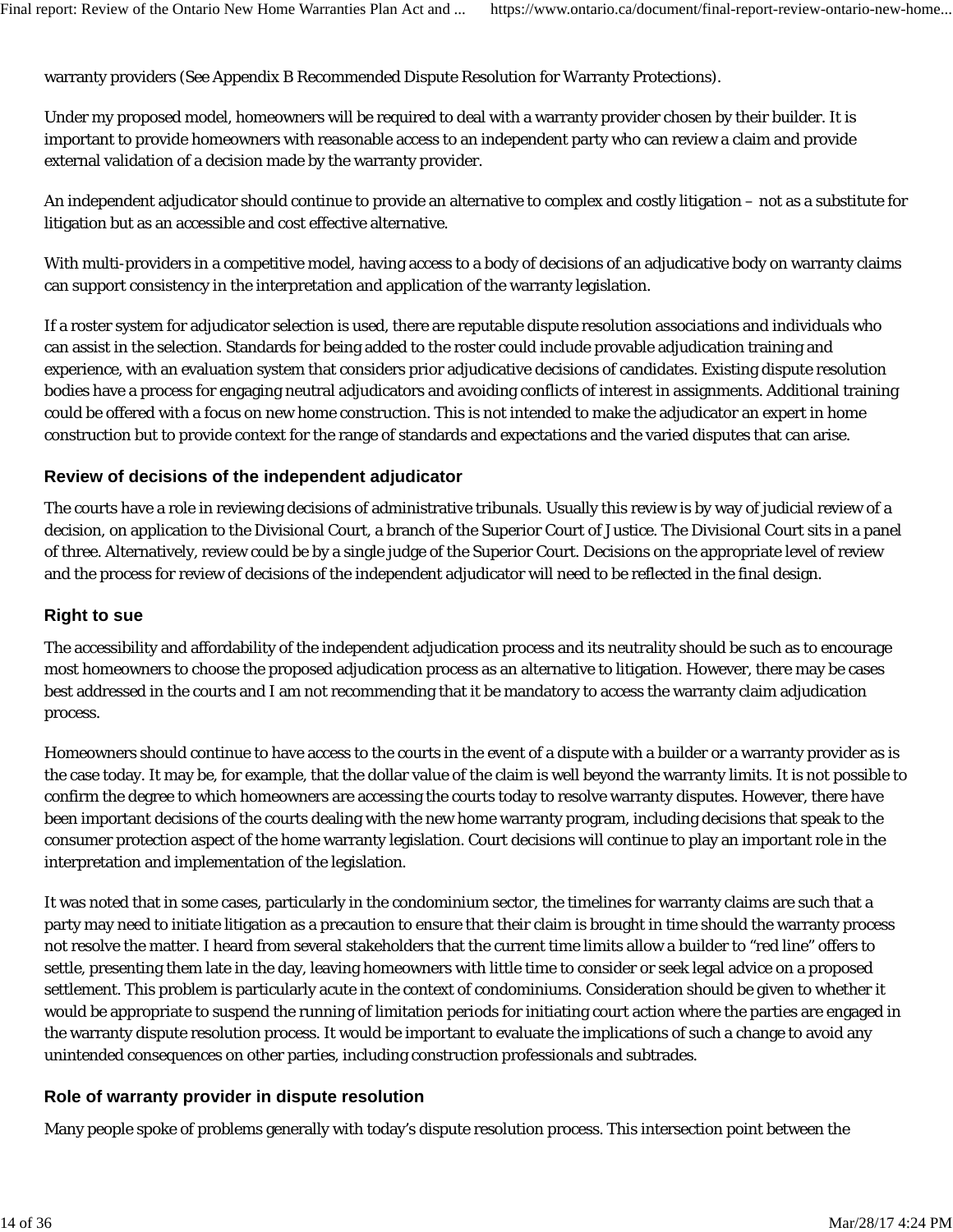warranty providers (See Appendix B Recommended Dispute Resolution for Warranty Protections).

Under my proposed model, homeowners will be required to deal with a warranty provider chosen by their builder. It is important to provide homeowners with reasonable access to an independent party who can review a claim and provide external validation of a decision made by the warranty provider.

An independent adjudicator should continue to provide an alternative to complex and costly litigation – not as a substitute for litigation but as an accessible and cost effective alternative.

With multi-providers in a competitive model, having access to a body of decisions of an adjudicative body on warranty claims can support consistency in the interpretation and application of the warranty legislation.

If a roster system for adjudicator selection is used, there are reputable dispute resolution associations and individuals who can assist in the selection. Standards for being added to the roster could include provable adjudication training and experience, with an evaluation system that considers prior adjudicative decisions of candidates. Existing dispute resolution bodies have a process for engaging neutral adjudicators and avoiding conflicts of interest in assignments. Additional training could be offered with a focus on new home construction. This is not intended to make the adjudicator an expert in home construction but to provide context for the range of standards and expectations and the varied disputes that can arise.

### Review of decisions of the independent adjudicator

The courts have a role in reviewing decisions of administrative tribunals. Usually this review is by way of judicial review of a decision, on application to the Divisional Court, a branch of the Superior Court of Justice. The Divisional Court sits in a panel of three. Alternatively, review could be by a single judge of the Superior Court. Decisions on the appropriate level of review and the process for review of decisions of the independent adjudicator will need to be reflected in the final design.

### Right to sue

The accessibility and affordability of the independent adjudication process and its neutrality should be such as to encourage most homeowners to choose the proposed adjudication process as an alternative to litigation. However, there may be cases best addressed in the courts and I am not recommending that it be mandatory to access the warranty claim adjudication process.

Homeowners should continue to have access to the courts in the event of a dispute with a builder or a warranty provider as is the case today. It may be, for example, that the dollar value of the claim is well beyond the warranty limits. It is not possible to confirm the degree to which homeowners are accessing the courts today to resolve warranty disputes. However, there have been important decisions of the courts dealing with the new home warranty program, including decisions that speak to the consumer protection aspect of the home warranty legislation. Court decisions will continue to play an important role in the interpretation and implementation of the legislation.

It was noted that in some cases, particularly in the condominium sector, the timelines for warranty claims are such that a party may need to initiate litigation as a precaution to ensure that their claim is brought in time should the warranty process not resolve the matter. I heard from several stakeholders that the current time limits allow a builder to "red line" offers to settle, presenting them late in the day, leaving homeowners with little time to consider or seek legal advice on a proposed settlement. This problem is particularly acute in the context of condominiums. Consideration should be given to whether it would be appropriate to suspend the running of limitation periods for initiating court action where the parties are engaged in the warranty dispute resolution process. It would be important to evaluate the implications of such a change to avoid any unintended consequences on other parties, including construction professionals and subtrades.

### Role of warranty provider in dispute resolution

Many people spoke of problems generally with today's dispute resolution process. This intersection point between the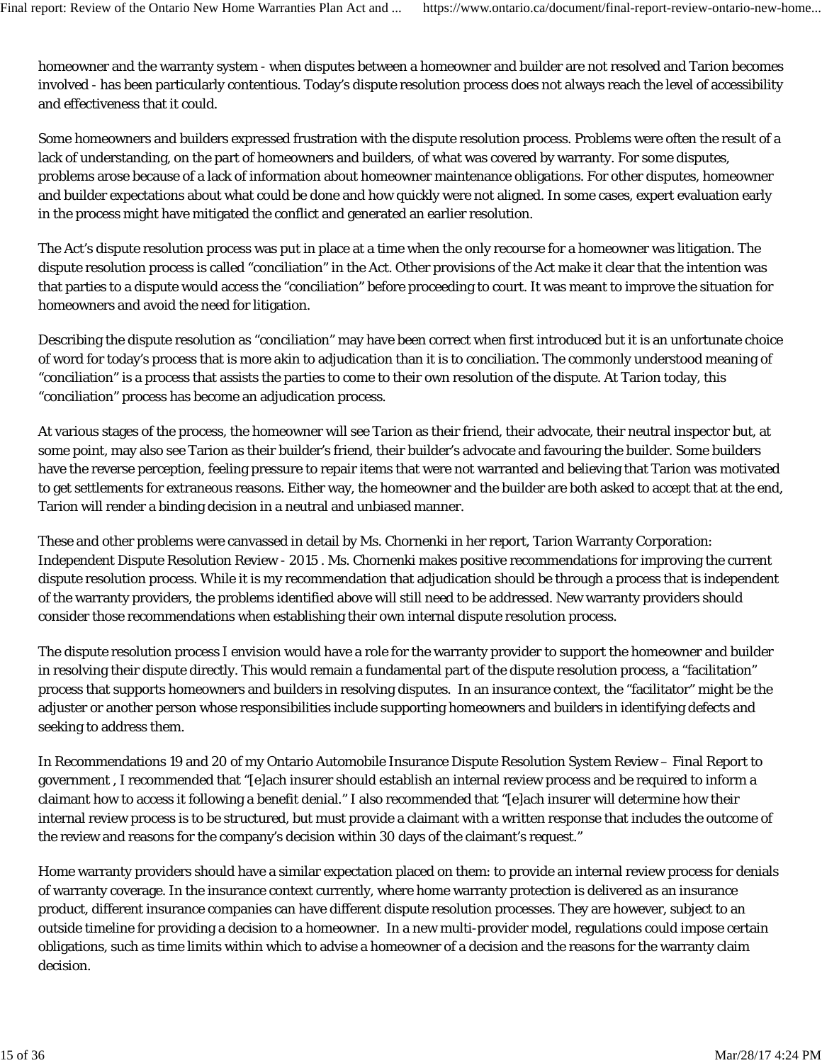homeowner and the warranty system - when disputes between a homeowner and builder are not resolved and Tarion becomes involved - has been particularly contentious. Today's dispute resolution process does not always reach the level of accessibility and effectiveness that it could.

Some homeowners and builders expressed frustration with the dispute resolution process. Problems were often the result of a lack of understanding, on the part of homeowners and builders, of what was covered by warranty. For some disputes, problems arose because of a lack of information about homeowner maintenance obligations. For other disputes, homeowner and builder expectations about what could be done and how quickly were not aligned. In some cases, expert evaluation early in the process might have mitigated the conflict and generated an earlier resolution.

The Act's dispute resolution process was put in place at a time when the only recourse for a homeowner was litigation. The dispute resolution process is called "conciliation" in the Act. Other provisions of the Act make it clear that the intention was that parties to a dispute would access the "conciliation" before proceeding to court. It was meant to improve the situation for homeowners and avoid the need for litigation.

Describing the dispute resolution as "conciliation" may have been correct when first introduced but it is an unfortunate choice of word for today's process that is more akin to adjudication than it is to conciliation. The commonly understood meaning of "conciliation" is a process that assists the parties to come to their own resolution of the dispute. At Tarion today, this "conciliation" process has become an adjudication process.

At various stages of the process, the homeowner will see Tarion as their friend, their advocate, their neutral inspector but, at some point, may also see Tarion as their builder's friend, their builder's advocate and favouring the builder. Some builders have the reverse perception, feeling pressure to repair items that were not warranted and believing that Tarion was motivated to get settlements for extraneous reasons. Either way, the homeowner and the builder are both asked to accept that at the end, Tarion will render a binding decision in a neutral and unbiased manner.

These and other problems were canvassed in detail by Ms. Chornenki in her report, Tarion Warranty Corporation: Independent Dispute Resolution Review - 2015 . Ms. Chornenki makes positive recommendations for improving the current dispute resolution process. While it is my recommendation that adjudication should be through a process that is independent of the warranty providers, the problems identified above will still need to be addressed. New warranty providers should consider those recommendations when establishing their own internal dispute resolution process.

The dispute resolution process I envision would have a role for the warranty provider to support the homeowner and builder in resolving their dispute directly. This would remain a fundamental part of the dispute resolution process, a "facilitation" process that supports homeowners and builders in resolving disputes. In an insurance context, the "facilitator" might be the adjuster or another person whose responsibilities include supporting homeowners and builders in identifying defects and seeking to address them.

In Recommendations 19 and 20 of my Ontario Automobile Insurance Dispute Resolution System Review – Final Report to government , I recommended that "[e]ach insurer should establish an internal review process and be required to inform a claimant how to access it following a benefit denial." I also recommended that "[e]ach insurer will determine how their internal review process is to be structured, but must provide a claimant with a written response that includes the outcome of the review and reasons for the company's decision within 30 days of the claimant's request."

Home warranty providers should have a similar expectation placed on them: to provide an internal review process for denials of warranty coverage. In the insurance context currently, where home warranty protection is delivered as an insurance product, different insurance companies can have different dispute resolution processes. They are however, subject to an outside timeline for providing a decision to a homeowner. In a new multi-provider model, regulations could impose certain obligations, such as time limits within which to advise a homeowner of a decision and the reasons for the warranty claim decision.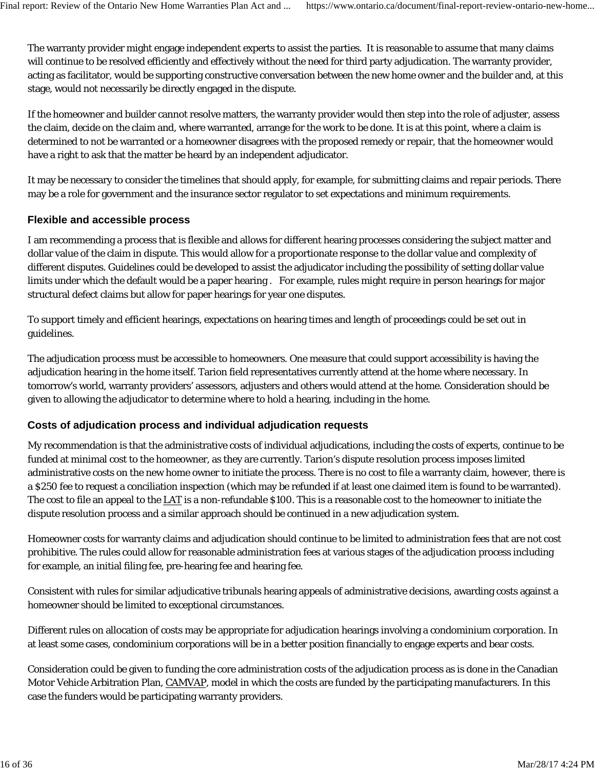The warranty provider might engage independent experts to assist the parties. It is reasonable to assume that many claims will continue to be resolved efficiently and effectively without the need for third party adjudication. The warranty provider, acting as facilitator, would be supporting constructive conversation between the new home owner and the builder and, at this stage, would not necessarily be directly engaged in the dispute.

If the homeowner and builder cannot resolve matters, the warranty provider would then step into the role of adjuster, assess the claim, decide on the claim and, where warranted, arrange for the work to be done. It is at this point, where a claim is determined to not be warranted or a homeowner disagrees with the proposed remedy or repair, that the homeowner would have a right to ask that the matter be heard by an independent adjudicator.

It may be necessary to consider the timelines that should apply, for example, for submitting claims and repair periods. There may be a role for government and the insurance sector regulator to set expectations and minimum requirements.

### Flexible and accessible process

I am recommending a process that is flexible and allows for different hearing processes considering the subject matter and dollar value of the claim in dispute. This would allow for a proportionate response to the dollar value and complexity of different disputes. Guidelines could be developed to assist the adjudicator including the possibility of setting dollar value limits under which the default would be a paper hearing . For example, rules might require in person hearings for major structural defect claims but allow for paper hearings for year one disputes.

To support timely and efficient hearings, expectations on hearing times and length of proceedings could be set out in guidelines.

The adjudication process must be accessible to homeowners. One measure that could support accessibility is having the adjudication hearing in the home itself. Tarion field representatives currently attend at the home where necessary. In tomorrow's world, warranty providers' assessors, adjusters and others would attend at the home. Consideration should be given to allowing the adjudicator to determine where to hold a hearing, including in the home.

### Costs of adjudication process and individual adjudication requests

My recommendation is that the administrative costs of individual adjudications, including the costs of experts, continue to be funded at minimal cost to the homeowner, as they are currently. Tarion's dispute resolution process imposes limited administrative costs on the new home owner to initiate the process. There is no cost to file a warranty claim, however, there is a $250 fee to request a conciliation inspection (which may be refunded if at least one claimed item is found to be warranted). The cost to file an appeal to the LAT is a non-refundable $100. This is a reasonable cost to the homeowner to initiate the dispute resolution process and a similar approach should be continued in a new adjudication system.

Homeowner costs for warranty claims and adjudication should continue to be limited to administration fees that are not cost prohibitive. The rules could allow for reasonable administration fees at various stages of the adjudication process including for example, an initial filing fee, pre-hearing fee and hearing fee.

Consistent with rules for similar adjudicative tribunals hearing appeals of administrative decisions, awarding costs against a homeowner should be limited to exceptional circumstances.

Different rules on allocation of costs may be appropriate for adjudication hearings involving a condominium corporation. In at least some cases, condominium corporations will be in a better position financially to engage experts and bear costs.

Consideration could be given to funding the core administration costs of the adjudication process as is done in the Canadian Motor Vehicle Arbitration Plan, CAMVAP, model in which the costs are funded by the participating manufacturers. In this case the funders would be participating warranty providers.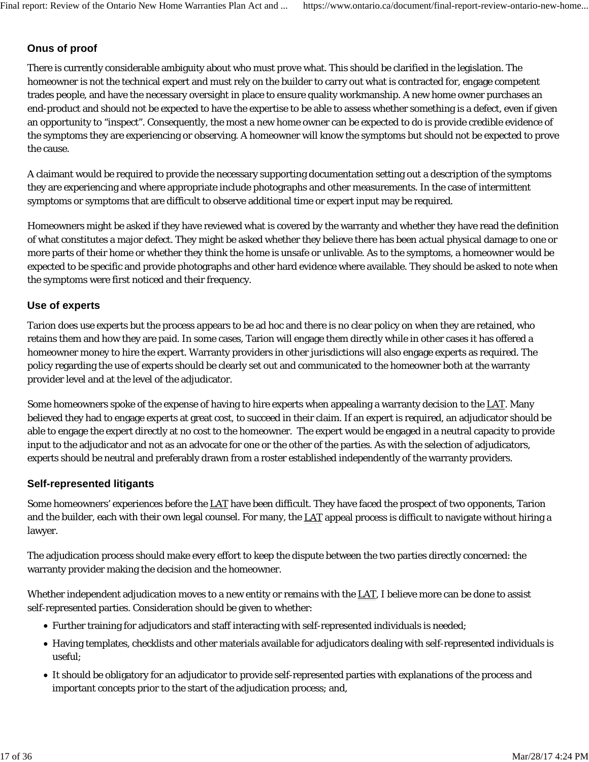### Onus of proof

There is currently considerable ambiguity about who must prove what. This should be clarified in the legislation. The homeowner is not the technical expert and must rely on the builder to carry out what is contracted for, engage competent trades people, and have the necessary oversight in place to ensure quality workmanship. A new home owner purchases an end-product and should not be expected to have the expertise to be able to assess whether something is a defect, even if given an opportunity to "inspect". Consequently, the most a new home owner can be expected to do is provide credible evidence of the symptoms they are experiencing or observing. A homeowner will know the symptoms but should not be expected to prove the cause.

A claimant would be required to provide the necessary supporting documentation setting out a description of the symptoms they are experiencing and where appropriate include photographs and other measurements. In the case of intermittent symptoms or symptoms that are difficult to observe additional time or expert input may be required.

Homeowners might be asked if they have reviewed what is covered by the warranty and whether they have read the definition of what constitutes a major defect. They might be asked whether they believe there has been actual physical damage to one or more parts of their home or whether they think the home is unsafe or unlivable. As to the symptoms, a homeowner would be expected to be specific and provide photographs and other hard evidence where available. They should be asked to note when the symptoms were first noticed and their frequency.

### Use of experts

Tarion does use experts but the process appears to be ad hoc and there is no clear policy on when they are retained, who retains them and how they are paid. In some cases, Tarion will engage them directly while in other cases it has offered a homeowner money to hire the expert. Warranty providers in other jurisdictions will also engage experts as required. The policy regarding the use of experts should be clearly set out and communicated to the homeowner both at the warranty provider level and at the level of the adjudicator.

Some homeowners spoke of the expense of having to hire experts when appealing a warranty decision to the LAT. Many believed they had to engage experts at great cost, to succeed in their claim. If an expert is required, an adjudicator should be able to engage the expert directly at no cost to the homeowner. The expert would be engaged in a neutral capacity to provide input to the adjudicator and not as an advocate for one or the other of the parties. As with the selection of adjudicators, experts should be neutral and preferably drawn from a roster established independently of the warranty providers.

### Self-represented litigants

Some homeowners' experiences before the LAT have been difficult. They have faced the prospect of two opponents, Tarion and the builder, each with their own legal counsel. For many, the LAT appeal process is difficult to navigate without hiring a lawyer.

The adjudication process should make every effort to keep the dispute between the two parties directly concerned: the warranty provider making the decision and the homeowner.

Whether independent adjudication moves to a new entity or remains with the LAT, I believe more can be done to assist self-represented parties. Consideration should be given to whether:

- Further training for adjudicators and staff interacting with self-represented individuals is needed;
- Having templates, checklists and other materials available for adjudicators dealing with self-represented individuals is useful;
- It should be obligatory for an adjudicator to provide self-represented parties with explanations of the process and important concepts prior to the start of the adjudication process; and,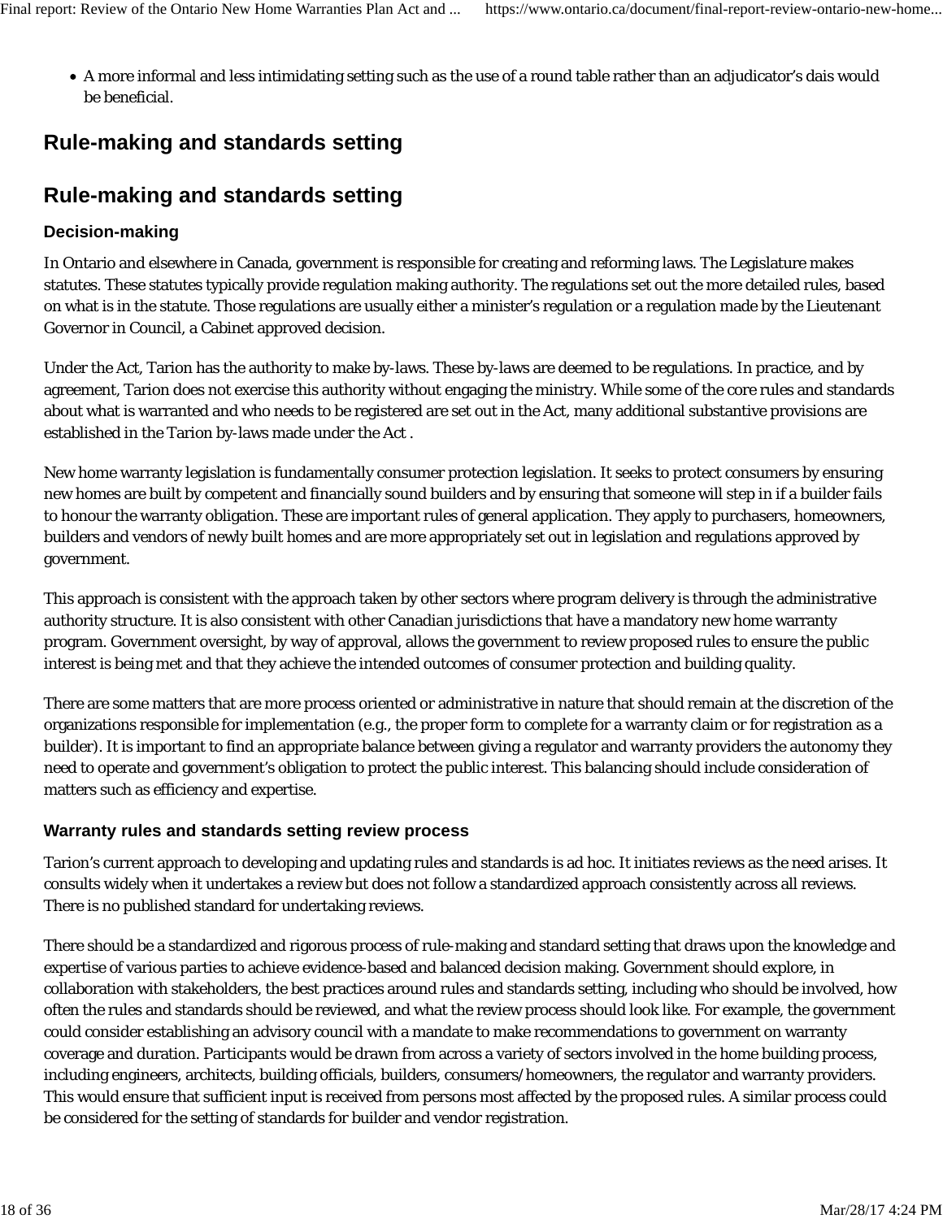- A more informal and less intimidating setting such as the use of a round table rather than an adjudicator's dais would be beneficial.

## Rule-making and standards setting

## Rule-making and standards setting

### Decision-making

In Ontario and elsewhere in Canada, government is responsible for creating and reforming laws. The Legislature makes statutes. These statutes typically provide regulation making authority. The regulations set out the more detailed rules, based on what is in the statute. Those regulations are usually either a minister's regulation or a regulation made by the Lieutenant Governor in Council, a Cabinet approved decision.

Under the Act, Tarion has the authority to make by-laws. These by-laws are deemed to be regulations. In practice, and by agreement, Tarion does not exercise this authority without engaging the ministry. While some of the core rules and standards about what is warranted and who needs to be registered are set out in the Act, many additional substantive provisions are established in the Tarion by-laws made under the Act .

New home warranty legislation is fundamentally consumer protection legislation. It seeks to protect consumers by ensuring new homes are built by competent and financially sound builders and by ensuring that someone will step in if a builder fails to honour the warranty obligation. These are important rules of general application. They apply to purchasers, homeowners, builders and vendors of newly built homes and are more appropriately set out in legislation and regulations approved by government.

This approach is consistent with the approach taken by other sectors where program delivery is through the administrative authority structure. It is also consistent with other Canadian jurisdictions that have a mandatory new home warranty program. Government oversight, by way of approval, allows the government to review proposed rules to ensure the public interest is being met and that they achieve the intended outcomes of consumer protection and building quality.

There are some matters that are more process oriented or administrative in nature that should remain at the discretion of the organizations responsible for implementation (e.g., the proper form to complete for a warranty claim or for registration as a builder). It is important to find an appropriate balance between giving a regulator and warranty providers the autonomy they need to operate and government's obligation to protect the public interest. This balancing should include consideration of matters such as efficiency and expertise.

### Warranty rules and standards setting review process

Tarion's current approach to developing and updating rules and standards is ad hoc. It initiates reviews as the need arises. It consults widely when it undertakes a review but does not follow a standardized approach consistently across all reviews. There is no published standard for undertaking reviews.

There should be a standardized and rigorous process of rule-making and standard setting that draws upon the knowledge and expertise of various parties to achieve evidence-based and balanced decision making. Government should explore, in collaboration with stakeholders, the best practices around rules and standards setting, including who should be involved, how often the rules and standards should be reviewed, and what the review process should look like. For example, the government could consider establishing an advisory council with a mandate to make recommendations to government on warranty coverage and duration. Participants would be drawn from across a variety of sectors involved in the home building process, including engineers, architects, building officials, builders, consumers/homeowners, the regulator and warranty providers. This would ensure that sufficient input is received from persons most affected by the proposed rules. A similar process could be considered for the setting of standards for builder and vendor registration.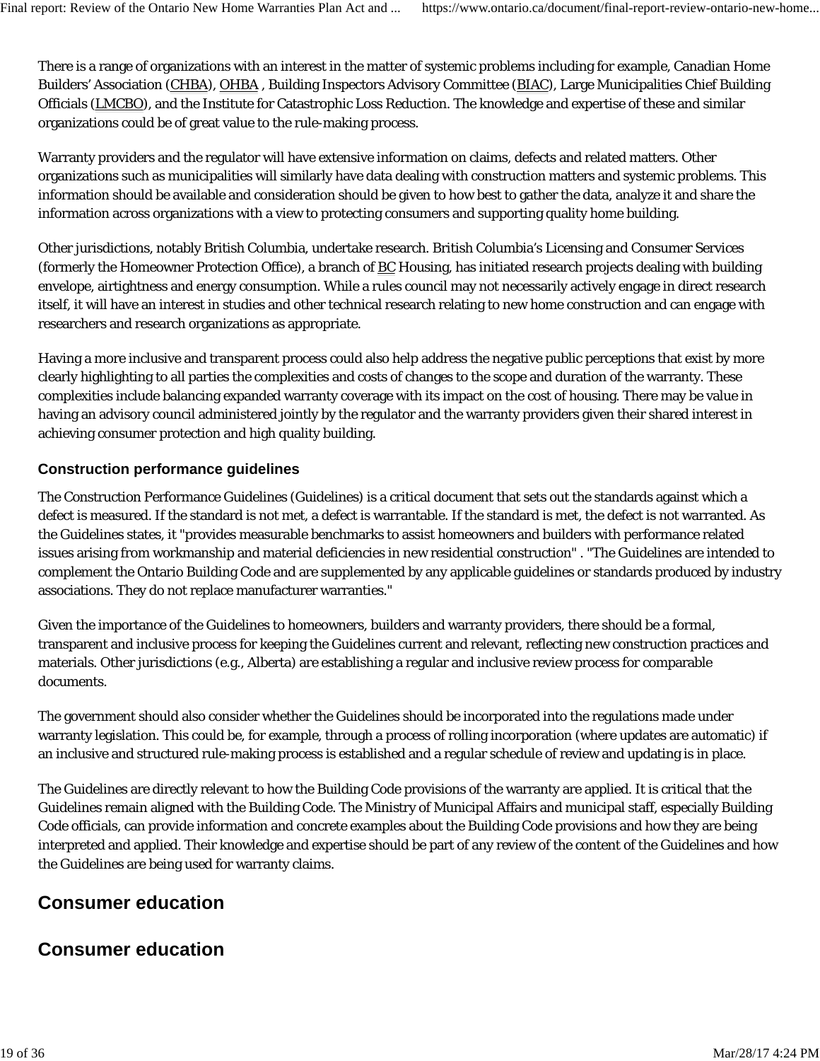There is a range of organizations with an interest in the matter of systemic problems including for example, Canadian Home Builders' Association (CHBA), OHBA , Building Inspectors Advisory Committee (BIAC), Large Municipalities Chief Building Officials (LMCBO), and the Institute for Catastrophic Loss Reduction. The knowledge and expertise of these and similar organizations could be of great value to the rule-making process.

Warranty providers and the regulator will have extensive information on claims, defects and related matters. Other organizations such as municipalities will similarly have data dealing with construction matters and systemic problems. This information should be available and consideration should be given to how best to gather the data, analyze it and share the information across organizations with a view to protecting consumers and supporting quality home building.

Other jurisdictions, notably British Columbia, undertake research. British Columbia's Licensing and Consumer Services (formerly the Homeowner Protection Office), a branch of BC Housing, has initiated research projects dealing with building envelope, airtightness and energy consumption. While a rules council may not necessarily actively engage in direct research itself, it will have an interest in studies and other technical research relating to new home construction and can engage with researchers and research organizations as appropriate.

Having a more inclusive and transparent process could also help address the negative public perceptions that exist by more clearly highlighting to all parties the complexities and costs of changes to the scope and duration of the warranty. These complexities include balancing expanded warranty coverage with its impact on the cost of housing. There may be value in having an advisory council administered jointly by the regulator and the warranty providers given their shared interest in achieving consumer protection and high quality building.

### Construction performance guidelines

The Construction Performance Guidelines (Guidelines) is a critical document that sets out the standards against which a defect is measured. If the standard is not met, a defect is warrantable. If the standard is met, the defect is not warranted. As the Guidelines states, it "provides measurable benchmarks to assist homeowners and builders with performance related issues arising from workmanship and material deficiencies in new residential construction" . "The Guidelines are intended to complement the Ontario Building Code and are supplemented by any applicable guidelines or standards produced by industry associations. They do not replace manufacturer warranties."

Given the importance of the Guidelines to homeowners, builders and warranty providers, there should be a formal, transparent and inclusive process for keeping the Guidelines current and relevant, reflecting new construction practices and materials. Other jurisdictions (e.g., Alberta) are establishing a regular and inclusive review process for comparable documents.

The government should also consider whether the Guidelines should be incorporated into the regulations made under warranty legislation. This could be, for example, through a process of rolling incorporation (where updates are automatic) if an inclusive and structured rule-making process is established and a regular schedule of review and updating is in place.

The Guidelines are directly relevant to how the Building Code provisions of the warranty are applied. It is critical that the Guidelines remain aligned with the Building Code. The Ministry of Municipal Affairs and municipal staff, especially Building Code officials, can provide information and concrete examples about the Building Code provisions and how they are being interpreted and applied. Their knowledge and expertise should be part of any review of the content of the Guidelines and how the Guidelines are being used for warranty claims.

## Consumer education

## Consumer education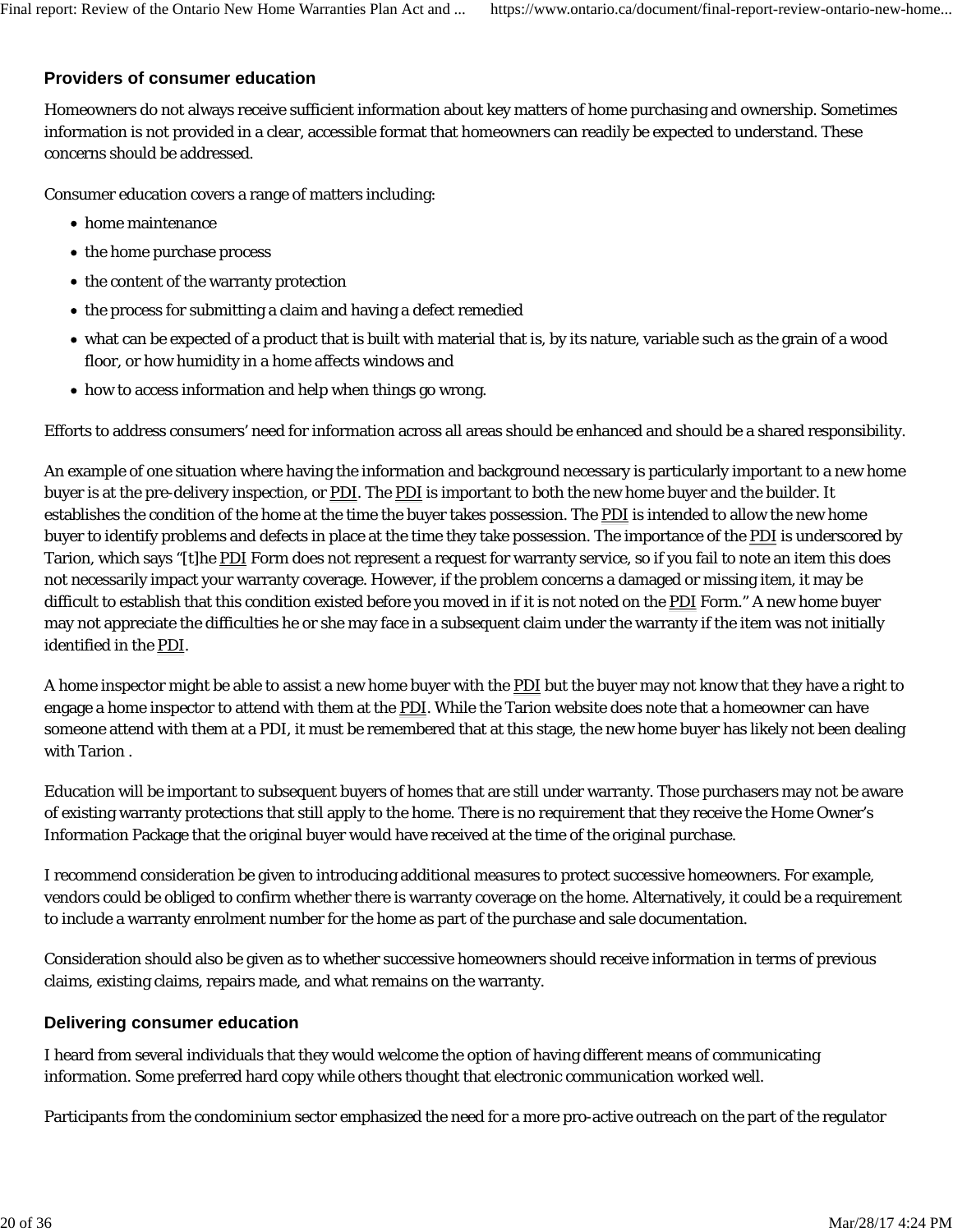### Providers of consumer education

Homeowners do not always receive sufficient information about key matters of home purchasing and ownership. Sometimes information is not provided in a clear, accessible format that homeowners can readily be expected to understand. These concerns should be addressed.

Consumer education covers a range of matters including:

- home maintenance
- the home purchase process
- the content of the warranty protection
- the process for submitting a claim and having a defect remedied
- what can be expected of a product that is built with material that is, by its nature, variable such as the grain of a wood floor, or how humidity in a home affects windows and
- how to access information and help when things go wrong.

Efforts to address consumers' need for information across all areas should be enhanced and should be a shared responsibility.

An example of one situation where having the information and background necessary is particularly important to a new home buyer is at the pre-delivery inspection, or PDI. The PDI is important to both the new home buyer and the builder. It establishes the condition of the home at the time the buyer takes possession. The PDI is intended to allow the new home buyer to identify problems and defects in place at the time they take possession. The importance of the PDI is underscored by Tarion, which says "[t]he PDI Form does not represent a request for warranty service, so if you fail to note an item this does not necessarily impact your warranty coverage. However, if the problem concerns a damaged or missing item, it may be difficult to establish that this condition existed before you moved in if it is not noted on the PDI Form." A new home buyer may not appreciate the difficulties he or she may face in a subsequent claim under the warranty if the item was not initially identified in the PDI.

A home inspector might be able to assist a new home buyer with the PDI but the buyer may not know that they have a right to engage a home inspector to attend with them at the PDI. While the Tarion website does note that a homeowner can have someone attend with them at a PDI, it must be remembered that at this stage, the new home buyer has likely not been dealing with Tarion .

Education will be important to subsequent buyers of homes that are still under warranty. Those purchasers may not be aware of existing warranty protections that still apply to the home. There is no requirement that they receive the Home Owner's Information Package that the original buyer would have received at the time of the original purchase.

I recommend consideration be given to introducing additional measures to protect successive homeowners. For example, vendors could be obliged to confirm whether there is warranty coverage on the home. Alternatively, it could be a requirement to include a warranty enrolment number for the home as part of the purchase and sale documentation.

Consideration should also be given as to whether successive homeowners should receive information in terms of previous claims, existing claims, repairs made, and what remains on the warranty.

### Delivering consumer education

I heard from several individuals that they would welcome the option of having different means of communicating information. Some preferred hard copy while others thought that electronic communication worked well.

Participants from the condominium sector emphasized the need for a more pro-active outreach on the part of the regulator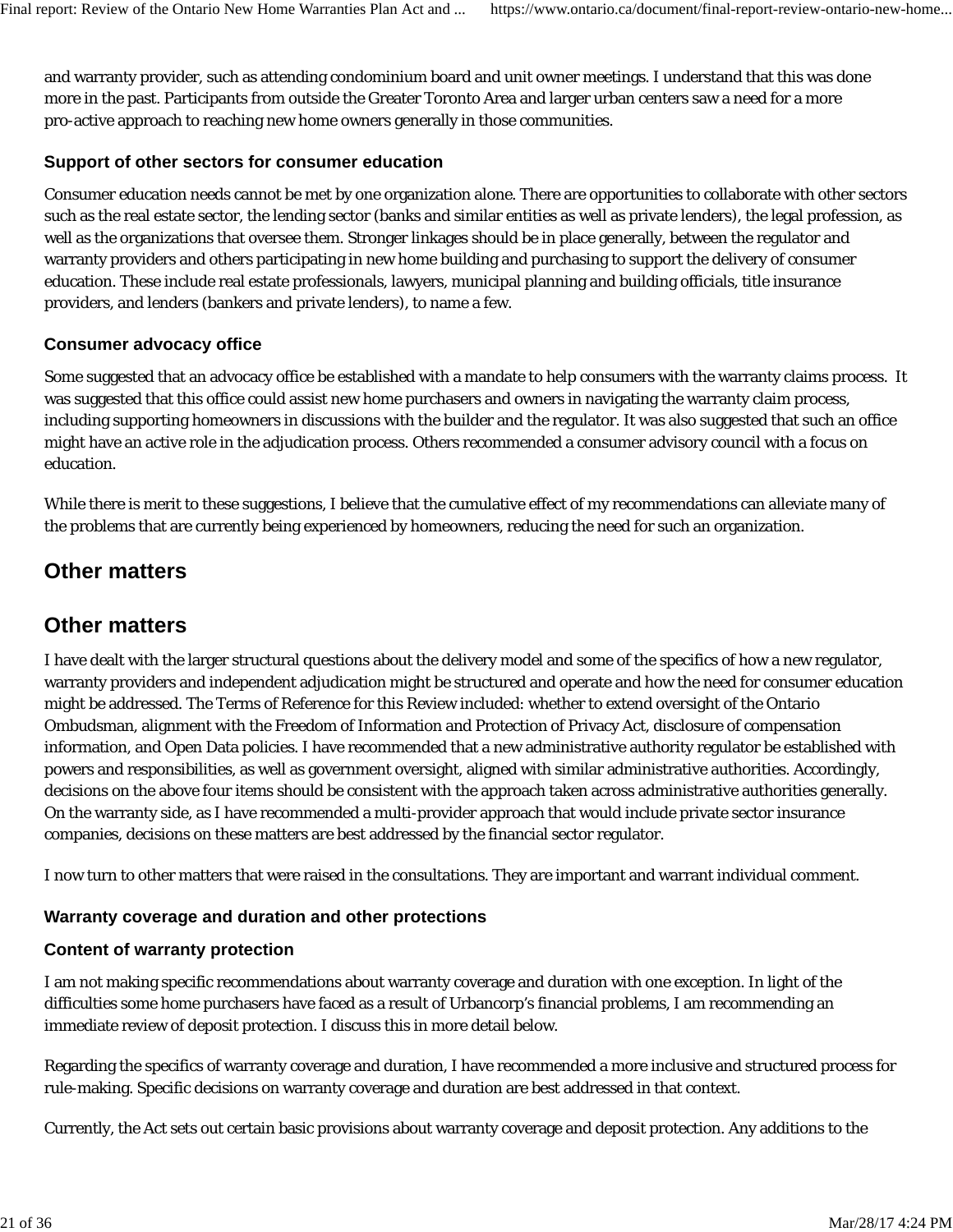and warranty provider, such as attending condominium board and unit owner meetings. I understand that this was done more in the past. Participants from outside the Greater Toronto Area and larger urban centers saw a need for a more pro-active approach to reaching new home owners generally in those communities.

### Support of other sectors for consumer education

Consumer education needs cannot be met by one organization alone. There are opportunities to collaborate with other sectors such as the real estate sector, the lending sector (banks and similar entities as well as private lenders), the legal profession, as well as the organizations that oversee them. Stronger linkages should be in place generally, between the regulator and warranty providers and others participating in new home building and purchasing to support the delivery of consumer education. These include real estate professionals, lawyers, municipal planning and building officials, title insurance providers, and lenders (bankers and private lenders), to name a few.

### Consumer advocacy office

Some suggested that an advocacy office be established with a mandate to help consumers with the warranty claims process. It was suggested that this office could assist new home purchasers and owners in navigating the warranty claim process, including supporting homeowners in discussions with the builder and the regulator. It was also suggested that such an office might have an active role in the adjudication process. Others recommended a consumer advisory council with a focus on education.

While there is merit to these suggestions, I believe that the cumulative effect of my recommendations can alleviate many of the problems that are currently being experienced by homeowners, reducing the need for such an organization.

## Other matters

## Other matters

I have dealt with the larger structural questions about the delivery model and some of the specifics of how a new regulator, warranty providers and independent adjudication might be structured and operate and how the need for consumer education might be addressed. The Terms of Reference for this Review included: whether to extend oversight of the Ontario Ombudsman, alignment with the Freedom of Information and Protection of Privacy Act, disclosure of compensation information, and Open Data policies. I have recommended that a new administrative authority regulator be established with powers and responsibilities, as well as government oversight, aligned with similar administrative authorities. Accordingly, decisions on the above four items should be consistent with the approach taken across administrative authorities generally. On the warranty side, as I have recommended a multi-provider approach that would include private sector insurance companies, decisions on these matters are best addressed by the financial sector regulator.

I now turn to other matters that were raised in the consultations. They are important and warrant individual comment.

### Warranty coverage and duration and other protections

### Content of warranty protection

I am not making specific recommendations about warranty coverage and duration with one exception. In light of the difficulties some home purchasers have faced as a result of Urbancorp's financial problems, I am recommending an immediate review of deposit protection. I discuss this in more detail below.

Regarding the specifics of warranty coverage and duration, I have recommended a more inclusive and structured process for rule-making. Specific decisions on warranty coverage and duration are best addressed in that context.

Currently, the Act sets out certain basic provisions about warranty coverage and deposit protection. Any additions to the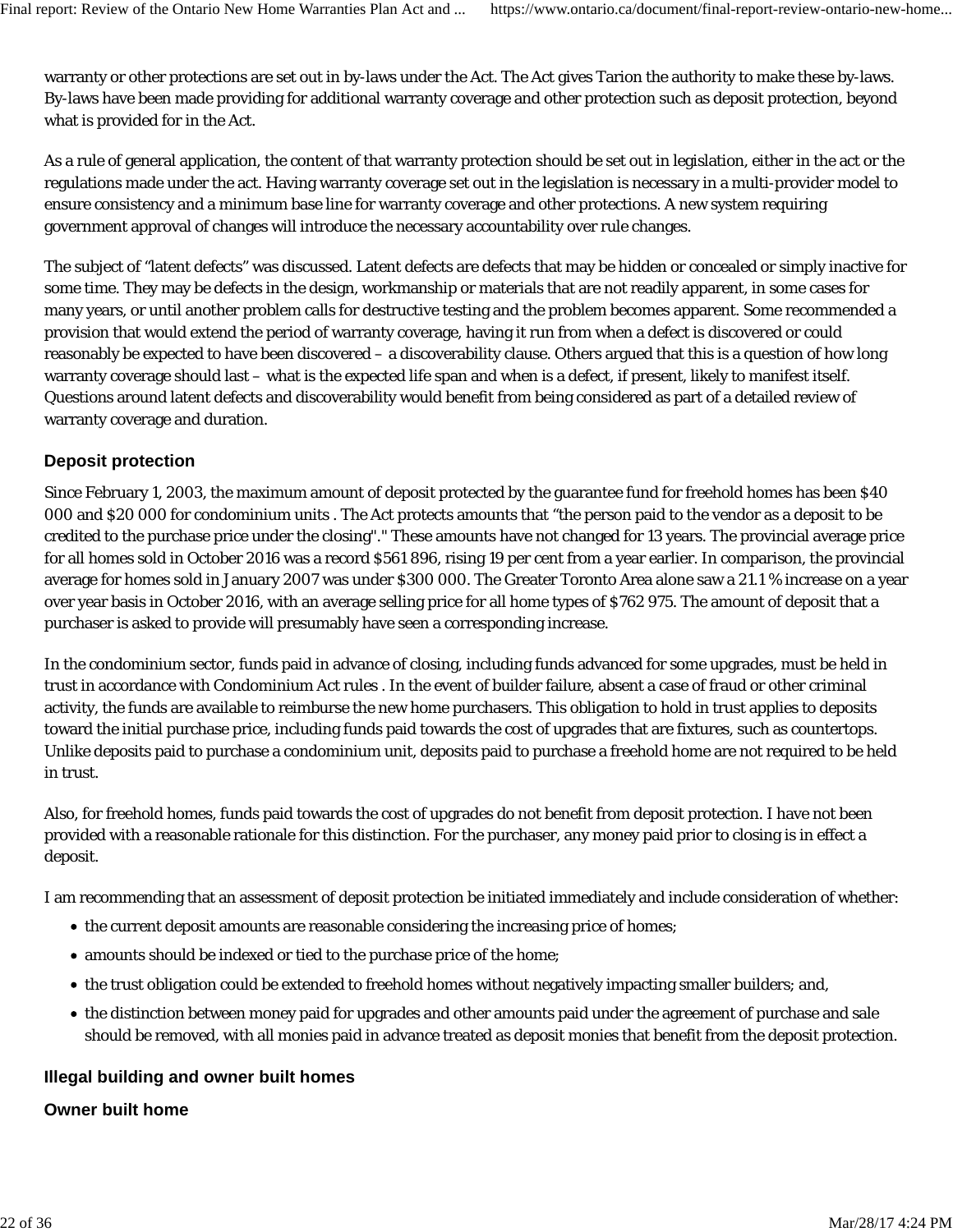warranty or other protections are set out in by-laws under the Act. The Act gives Tarion the authority to make these by-laws. By-laws have been made providing for additional warranty coverage and other protection such as deposit protection, beyond what is provided for in the Act.

As a rule of general application, the content of that warranty protection should be set out in legislation, either in the act or the regulations made under the act. Having warranty coverage set out in the legislation is necessary in a multi-provider model to ensure consistency and a minimum base line for warranty coverage and other protections. A new system requiring government approval of changes will introduce the necessary accountability over rule changes.

The subject of "latent defects" was discussed. Latent defects are defects that may be hidden or concealed or simply inactive for some time. They may be defects in the design, workmanship or materials that are not readily apparent, in some cases for many years, or until another problem calls for destructive testing and the problem becomes apparent. Some recommended a provision that would extend the period of warranty coverage, having it run from when a defect is discovered or could reasonably be expected to have been discovered – a discoverability clause. Others argued that this is a question of how long warranty coverage should last – what is the expected life span and when is a defect, if present, likely to manifest itself. Questions around latent defects and discoverability would benefit from being considered as part of a detailed review of warranty coverage and duration.

### Deposit protection

Since February 1, 2003, the maximum amount of deposit protected by the guarantee fund for freehold homes has been $40 000 and $20 000 for condominium units . The Act protects amounts that "the person paid to the vendor as a deposit to be credited to the purchase price under the closing"." These amounts have not changed for 13 years. The provincial average price for all homes sold in October 2016 was a record $561 896, rising 19 per cent from a year earlier. In comparison, the provincial average for homes sold in January 2007 was under $300 000. The Greater Toronto Area alone saw a 21.1 % increase on a year over year basis in October 2016, with an average selling price for all home types of $762 975. The amount of deposit that a purchaser is asked to provide will presumably have seen a corresponding increase.

In the condominium sector, funds paid in advance of closing, including funds advanced for some upgrades, must be held in trust in accordance with Condominium Act rules . In the event of builder failure, absent a case of fraud or other criminal activity, the funds are available to reimburse the new home purchasers. This obligation to hold in trust applies to deposits toward the initial purchase price, including funds paid towards the cost of upgrades that are fixtures, such as countertops. Unlike deposits paid to purchase a condominium unit, deposits paid to purchase a freehold home are not required to be held in trust.

Also, for freehold homes, funds paid towards the cost of upgrades do not benefit from deposit protection. I have not been provided with a reasonable rationale for this distinction. For the purchaser, any money paid prior to closing is in effect a deposit.

I am recommending that an assessment of deposit protection be initiated immediately and include consideration of whether:

- the current deposit amounts are reasonable considering the increasing price of homes;
- amounts should be indexed or tied to the purchase price of the home;
- the trust obligation could be extended to freehold homes without negatively impacting smaller builders; and,
- the distinction between money paid for upgrades and other amounts paid under the agreement of purchase and sale should be removed, with all monies paid in advance treated as deposit monies that benefit from the deposit protection.

### Illegal building and owner built homes

### Owner built home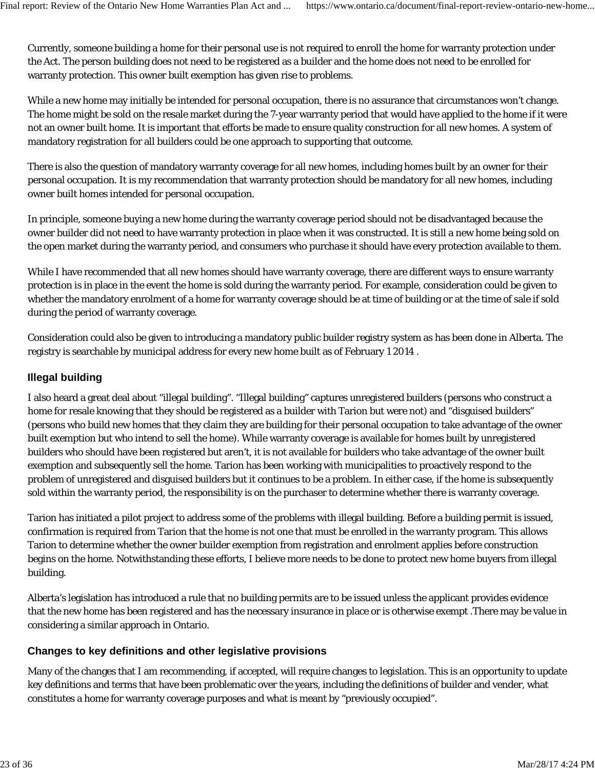Currently, someone building a home for their personal use is not required to enroll the home for warranty protection under the Act. The person building does not need to be registered as a builder and the home does not need to be enrolled for warranty protection. This owner built exemption has given rise to problems.

While a new home may initially be intended for personal occupation, there is no assurance that circumstances won't change. The home might be sold on the resale market during the 7-year warranty period that would have applied to the home if it were not an owner built home. It is important that efforts be made to ensure quality construction for all new homes. A system of mandatory registration for all builders could be one approach to supporting that outcome.

There is also the question of mandatory warranty coverage for all new homes, including homes built by an owner for their personal occupation. It is my recommendation that warranty protection should be mandatory for all new homes, including owner built homes intended for personal occupation.

In principle, someone buying a new home during the warranty coverage period should not be disadvantaged because the owner builder did not need to have warranty protection in place when it was constructed. It is still a new home being sold on the open market during the warranty period, and consumers who purchase it should have every protection available to them.

While I have recommended that all new homes should have warranty coverage, there are different ways to ensure warranty protection is in place in the event the home is sold during the warranty period. For example, consideration could be given to whether the mandatory enrolment of a home for warranty coverage should be at time of building or at the time of sale if sold during the period of warranty coverage.

Consideration could also be given to introducing a mandatory public builder registry system as has been done in Alberta. The registry is searchable by municipal address for every new home built as of February 1 2014 .

## Illegal building

I also heard a great deal about "illegal building". "Illegal building" captures unregistered builders (persons who construct a home for resale knowing that they should be registered as a builder with Tarion but were not) and "disguised builders" (persons who build new homes that they claim they are building for their personal occupation to take advantage of the owner built exemption but who intend to sell the home). While warranty coverage is available for homes built by unregistered builders who should have been registered but aren't, it is not available for builders who take advantage of the owner built exemption and subsequently sell the home. Tarion has been working with municipalities to proactively respond to the problem of unregistered and disguised builders but it continues to be a problem. In either case, if the home is subsequently sold within the warranty period, the responsibility is on the purchaser to determine whether there is warranty coverage.

Tarion has initiated a pilot project to address some of the problems with illegal building. Before a building permit is issued, confirmation is required from Tarion that the home is not one that must be enrolled in the warranty program. This allows Tarion to determine whether the owner builder exemption from registration and enrolment applies before construction begins on the home. Notwithstanding these efforts, I believe more needs to be done to protect new home buyers from illegal building.

Alberta's legislation has introduced a rule that no building permits are to be issued unless the applicant provides evidence that the new home has been registered and has the necessary insurance in place or is otherwise exempt .There may be value in considering a similar approach in Ontario.

## Changes to key definitions and other legislative provisions

Many of the changes that I am recommending, if accepted, will require changes to legislation. This is an opportunity to update key definitions and terms that have been problematic over the years, including the definitions of builder and vender, what constitutes a home for warranty coverage purposes and what is meant by "previously occupied".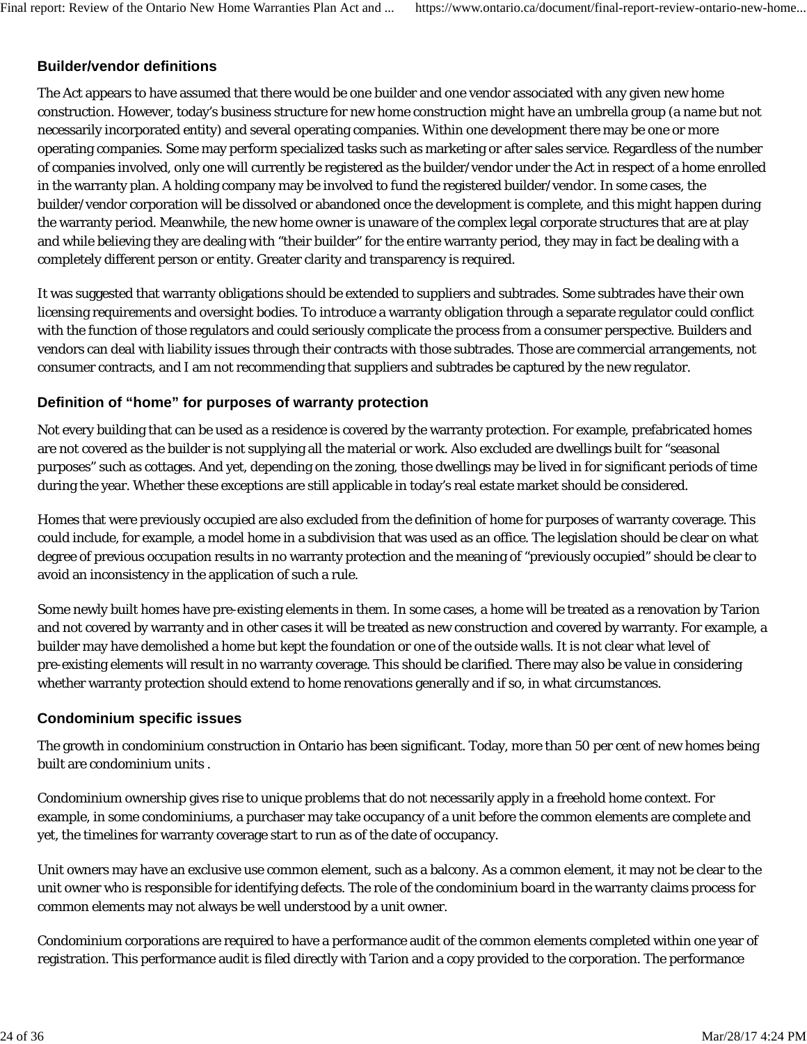### Builder/vendor definitions

The Act appears to have assumed that there would be one builder and one vendor associated with any given new home construction. However, today's business structure for new home construction might have an umbrella group (a name but not necessarily incorporated entity) and several operating companies. Within one development there may be one or more operating companies. Some may perform specialized tasks such as marketing or after sales service. Regardless of the number of companies involved, only one will currently be registered as the builder/vendor under the Act in respect of a home enrolled in the warranty plan. A holding company may be involved to fund the registered builder/vendor. In some cases, the builder/vendor corporation will be dissolved or abandoned once the development is complete, and this might happen during the warranty period. Meanwhile, the new home owner is unaware of the complex legal corporate structures that are at play and while believing they are dealing with "their builder" for the entire warranty period, they may in fact be dealing with a completely different person or entity. Greater clarity and transparency is required.

It was suggested that warranty obligations should be extended to suppliers and subtrades. Some subtrades have their own licensing requirements and oversight bodies. To introduce a warranty obligation through a separate regulator could conflict with the function of those regulators and could seriously complicate the process from a consumer perspective. Builders and vendors can deal with liability issues through their contracts with those subtrades. Those are commercial arrangements, not consumer contracts, and I am not recommending that suppliers and subtrades be captured by the new regulator.

### Definition of "home" for purposes of warranty protection

Not every building that can be used as a residence is covered by the warranty protection. For example, prefabricated homes are not covered as the builder is not supplying all the material or work. Also excluded are dwellings built for "seasonal purposes" such as cottages. And yet, depending on the zoning, those dwellings may be lived in for significant periods of time during the year. Whether these exceptions are still applicable in today's real estate market should be considered.

Homes that were previously occupied are also excluded from the definition of home for purposes of warranty coverage. This could include, for example, a model home in a subdivision that was used as an office. The legislation should be clear on what degree of previous occupation results in no warranty protection and the meaning of "previously occupied" should be clear to avoid an inconsistency in the application of such a rule.

Some newly built homes have pre-existing elements in them. In some cases, a home will be treated as a renovation by Tarion and not covered by warranty and in other cases it will be treated as new construction and covered by warranty. For example, a builder may have demolished a home but kept the foundation or one of the outside walls. It is not clear what level of pre-existing elements will result in no warranty coverage. This should be clarified. There may also be value in considering whether warranty protection should extend to home renovations generally and if so, in what circumstances.

### Condominium specific issues

The growth in condominium construction in Ontario has been significant. Today, more than 50 per cent of new homes being built are condominium units .

Condominium ownership gives rise to unique problems that do not necessarily apply in a freehold home context. For example, in some condominiums, a purchaser may take occupancy of a unit before the common elements are complete and yet, the timelines for warranty coverage start to run as of the date of occupancy.

Unit owners may have an exclusive use common element, such as a balcony. As a common element, it may not be clear to the unit owner who is responsible for identifying defects. The role of the condominium board in the warranty claims process for common elements may not always be well understood by a unit owner.

Condominium corporations are required to have a performance audit of the common elements completed within one year of registration. This performance audit is filed directly with Tarion and a copy provided to the corporation. The performance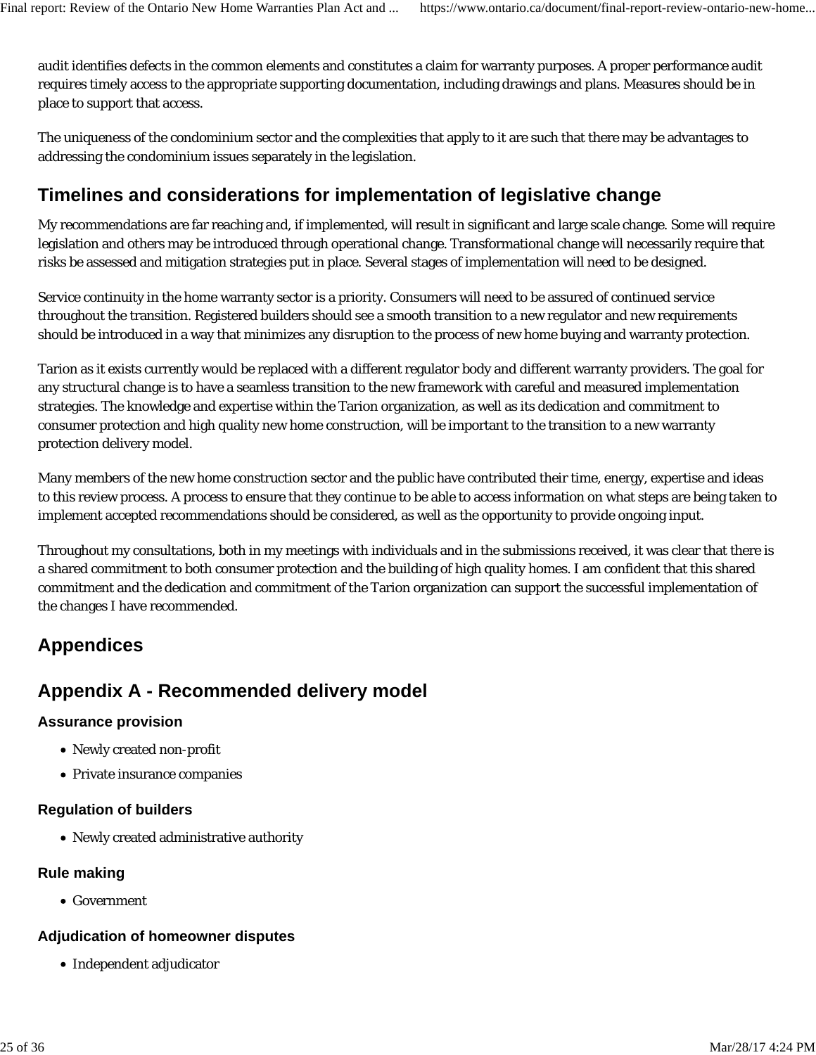audit identifies defects in the common elements and constitutes a claim for warranty purposes. A proper performance audit requires timely access to the appropriate supporting documentation, including drawings and plans. Measures should be in place to support that access.

The uniqueness of the condominium sector and the complexities that apply to it are such that there may be advantages to addressing the condominium issues separately in the legislation.

## Timelines and considerations for implementation of legislative change

My recommendations are far reaching and, if implemented, will result in significant and large scale change. Some will require legislation and others may be introduced through operational change. Transformational change will necessarily require that risks be assessed and mitigation strategies put in place. Several stages of implementation will need to be designed.

Service continuity in the home warranty sector is a priority. Consumers will need to be assured of continued service throughout the transition. Registered builders should see a smooth transition to a new regulator and new requirements should be introduced in a way that minimizes any disruption to the process of new home buying and warranty protection.

Tarion as it exists currently would be replaced with a different regulator body and different warranty providers. The goal for any structural change is to have a seamless transition to the new framework with careful and measured implementation strategies. The knowledge and expertise within the Tarion organization, as well as its dedication and commitment to consumer protection and high quality new home construction, will be important to the transition to a new warranty protection delivery model.

Many members of the new home construction sector and the public have contributed their time, energy, expertise and ideas to this review process. A process to ensure that they continue to be able to access information on what steps are being taken to implement accepted recommendations should be considered, as well as the opportunity to provide ongoing input.

Throughout my consultations, both in my meetings with individuals and in the submissions received, it was clear that there is a shared commitment to both consumer protection and the building of high quality homes. I am confident that this shared commitment and the dedication and commitment of the Tarion organization can support the successful implementation of the changes I have recommended.

## Appendices

## Appendix A - Recommended delivery model

### Assurance provision

- Newly created non-profit
- Private insurance companies

### Regulation of builders

- Newly created administrative authority

### Rule making

- Government

### Adjudication of homeowner disputes

- Independent adjudicator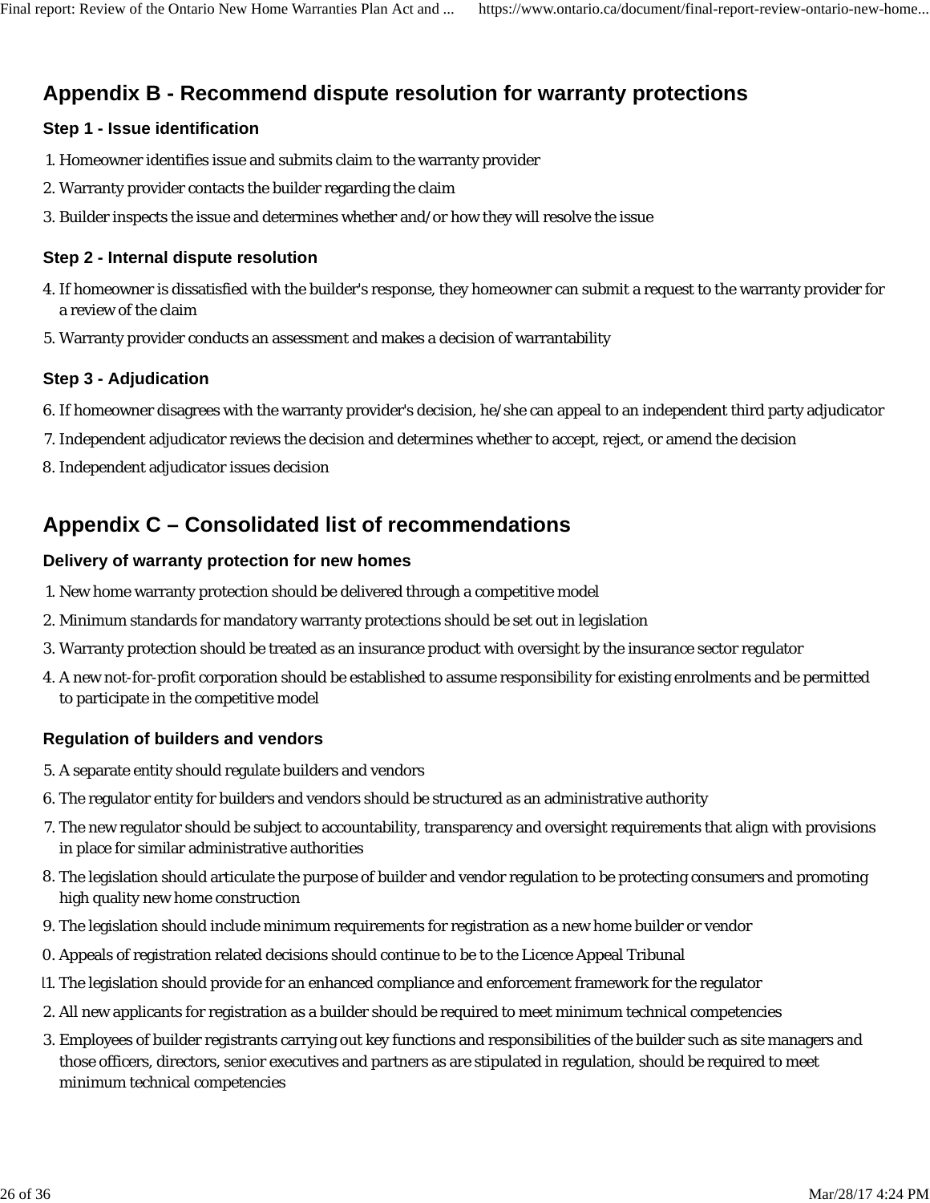## Appendix B - Recommend dispute resolution for warranty protections

### Step 1 - Issue identification

1. Homeowner identifies issue and submits claim to the warranty provider
2. Warranty provider contacts the builder regarding the claim
3. Builder inspects the issue and determines whether and/or how they will resolve the issue

### Step 2 - Internal dispute resolution

4. If homeowner is dissatisfied with the builder's response, they homeowner can submit a request to the warranty provider for a review of the claim
5. Warranty provider conducts an assessment and makes a decision of warrantability

### Step 3 - Adjudication

6. If homeowner disagrees with the warranty provider's decision, he/she can appeal to an independent third party adjudicator
7. Independent adjudicator reviews the decision and determines whether to accept, reject, or amend the decision
8. Independent adjudicator issues decision

## Appendix C – Consolidated list of recommendations

### Delivery of warranty protection for new homes

1. New home warranty protection should be delivered through a competitive model
2. Minimum standards for mandatory warranty protections should be set out in legislation
3. Warranty protection should be treated as an insurance product with oversight by the insurance sector regulator
4. A new not-for-profit corporation should be established to assume responsibility for existing enrolments and be permitted to participate in the competitive model

### Regulation of builders and vendors

5. A separate entity should regulate builders and vendors
6. The regulator entity for builders and vendors should be structured as an administrative authority
7. The new regulator should be subject to accountability, transparency and oversight requirements that align with provisions in place for similar administrative authorities
8. The legislation should articulate the purpose of builder and vendor regulation to be protecting consumers and promoting high quality new home construction
9. The legislation should include minimum requirements for registration as a new home builder or vendor
10. Appeals of registration related decisions should continue to be to the Licence Appeal Tribunal
11. The legislation should provide for an enhanced compliance and enforcement framework for the regulator
12. All new applicants for registration as a builder should be required to meet minimum technical competencies
13. Employees of builder registrants carrying out key functions and responsibilities of the builder such as site managers and those officers, directors, senior executives and partners as are stipulated in regulation, should be required to meet minimum technical competencies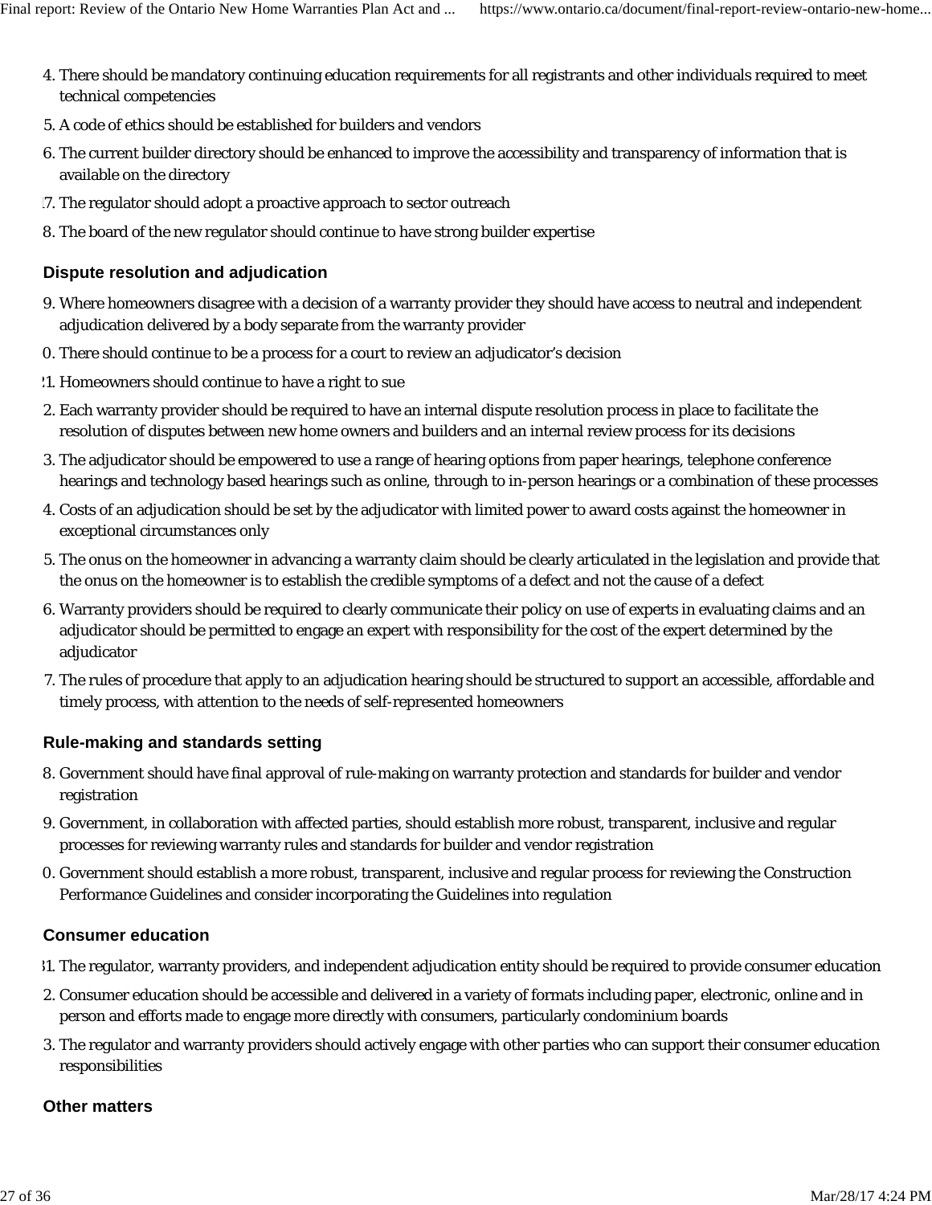14. There should be mandatory continuing education requirements for all registrants and other individuals required to meet technical competencies
15. A code of ethics should be established for builders and vendors
16. The current builder directory should be enhanced to improve the accessibility and transparency of information that is available on the directory
17. The regulator should adopt a proactive approach to sector outreach
18. The board of the new regulator should continue to have strong builder expertise

### Dispute resolution and adjudication

19. Where homeowners disagree with a decision of a warranty provider they should have access to neutral and independent adjudication delivered by a body separate from the warranty provider
20. There should continue to be a process for a court to review an adjudicator's decision
21. Homeowners should continue to have a right to sue
22. Each warranty provider should be required to have an internal dispute resolution process in place to facilitate the resolution of disputes between new home owners and builders and an internal review process for its decisions
23. The adjudicator should be empowered to use a range of hearing options from paper hearings, telephone conference hearings and technology based hearings such as online, through to in-person hearings or a combination of these processes
24. Costs of an adjudication should be set by the adjudicator with limited power to award costs against the homeowner in exceptional circumstances only
25. The onus on the homeowner in advancing a warranty claim should be clearly articulated in the legislation and provide that the onus on the homeowner is to establish the credible symptoms of a defect and not the cause of a defect
26. Warranty providers should be required to clearly communicate their policy on use of experts in evaluating claims and an adjudicator should be permitted to engage an expert with responsibility for the cost of the expert determined by the adjudicator
27. The rules of procedure that apply to an adjudication hearing should be structured to support an accessible, affordable and timely process, with attention to the needs of self-represented homeowners

### Rule-making and standards setting

28. Government should have final approval of rule-making on warranty protection and standards for builder and vendor registration
29. Government, in collaboration with affected parties, should establish more robust, transparent, inclusive and regular processes for reviewing warranty rules and standards for builder and vendor registration
30. Government should establish a more robust, transparent, inclusive and regular process for reviewing the Construction Performance Guidelines and consider incorporating the Guidelines into regulation

### Consumer education

31. The regulator, warranty providers, and independent adjudication entity should be required to provide consumer education
32. Consumer education should be accessible and delivered in a variety of formats including paper, electronic, online and in person and efforts made to engage more directly with consumers, particularly condominium boards
33. The regulator and warranty providers should actively engage with other parties who can support their consumer education responsibilities

### Other matters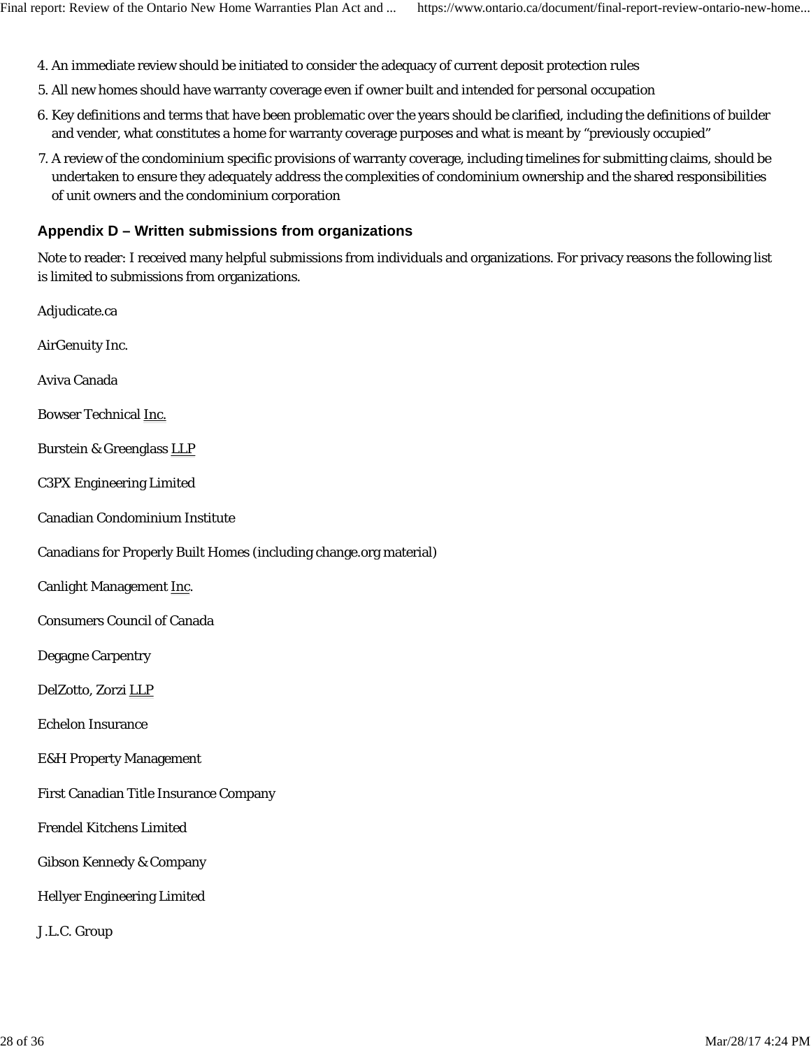4. An immediate review should be initiated to consider the adequacy of current deposit protection rules
5. All new homes should have warranty coverage even if owner built and intended for personal occupation
6. Key definitions and terms that have been problematic over the years should be clarified, including the definitions of builder and vender, what constitutes a home for warranty coverage purposes and what is meant by "previously occupied"
7. A review of the condominium specific provisions of warranty coverage, including timelines for submitting claims, should be undertaken to ensure they adequately address the complexities of condominium ownership and the shared responsibilities of unit owners and the condominium corporation

## Appendix D – Written submissions from organizations

Note to reader: I received many helpful submissions from individuals and organizations. For privacy reasons the following list is limited to submissions from organizations.

Adjudicate.ca

AirGenuity Inc.

Aviva Canada

Bowser Technical Inc.

Burstein & Greenglass LLP

C3PX Engineering Limited

Canadian Condominium Institute

Canadians for Properly Built Homes (including change.org material)

Canlight Management Inc.

Consumers Council of Canada

Degagne Carpentry

DelZotto, Zorzi LLP

Echelon Insurance

E&H Property Management

First Canadian Title Insurance Company

Frendel Kitchens Limited

Gibson Kennedy & Company

Hellyer Engineering Limited

J.L.C. Group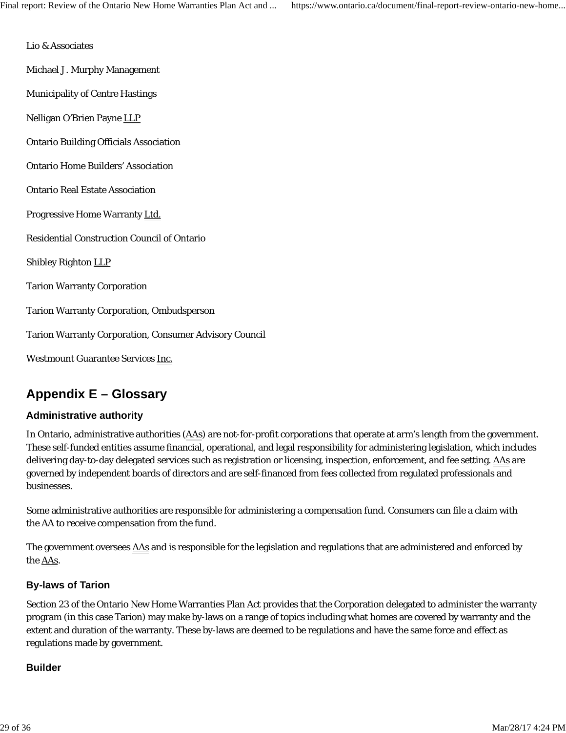Lio & Associates

Michael J. Murphy Management

Municipality of Centre Hastings

Nelligan O'Brien Payne LLP

Ontario Building Officials Association

Ontario Home Builders' Association

Ontario Real Estate Association

Progressive Home Warranty Ltd.

Residential Construction Council of Ontario

Shibley Righton LLP

Tarion Warranty Corporation

Tarion Warranty Corporation, Ombudsperson

Tarion Warranty Corporation, Consumer Advisory Council

Westmount Guarantee Services Inc.

## Appendix E – Glossary

### Administrative authority

In Ontario, administrative authorities (AAs) are not-for-profit corporations that operate at arm's length from the government. These self-funded entities assume financial, operational, and legal responsibility for administering legislation, which includes delivering day-to-day delegated services such as registration or licensing, inspection, enforcement, and fee setting. AAs are governed by independent boards of directors and are self-financed from fees collected from regulated professionals and businesses.

Some administrative authorities are responsible for administering a compensation fund. Consumers can file a claim with the AA to receive compensation from the fund.

The government oversees AAs and is responsible for the legislation and regulations that are administered and enforced by the AAs.

### By-laws of Tarion

Section 23 of the Ontario New Home Warranties Plan Act provides that the Corporation delegated to administer the warranty program (in this case Tarion) may make by-laws on a range of topics including what homes are covered by warranty and the extent and duration of the warranty. These by-laws are deemed to be regulations and have the same force and effect as regulations made by government.

### Builder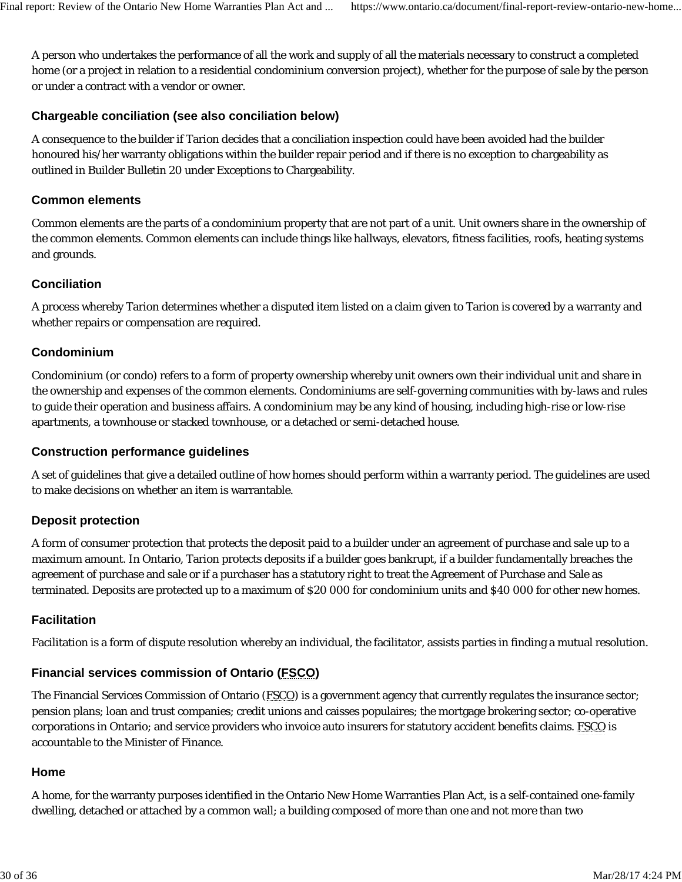A person who undertakes the performance of all the work and supply of all the materials necessary to construct a completed home (or a project in relation to a residential condominium conversion project), whether for the purpose of sale by the person or under a contract with a vendor or owner.

### Chargeable conciliation (see also conciliation below)

A consequence to the builder if Tarion decides that a conciliation inspection could have been avoided had the builder honoured his/her warranty obligations within the builder repair period and if there is no exception to chargeability as outlined in Builder Bulletin 20 under Exceptions to Chargeability.

### Common elements

Common elements are the parts of a condominium property that are not part of a unit. Unit owners share in the ownership of the common elements. Common elements can include things like hallways, elevators, fitness facilities, roofs, heating systems and grounds.

### Conciliation

A process whereby Tarion determines whether a disputed item listed on a claim given to Tarion is covered by a warranty and whether repairs or compensation are required.

### Condominium

Condominium (or condo) refers to a form of property ownership whereby unit owners own their individual unit and share in the ownership and expenses of the common elements. Condominiums are self-governing communities with by-laws and rules to guide their operation and business affairs. A condominium may be any kind of housing, including high-rise or low-rise apartments, a townhouse or stacked townhouse, or a detached or semi-detached house.

### Construction performance guidelines

A set of guidelines that give a detailed outline of how homes should perform within a warranty period. The guidelines are used to make decisions on whether an item is warrantable.

### Deposit protection

A form of consumer protection that protects the deposit paid to a builder under an agreement of purchase and sale up to a maximum amount. In Ontario, Tarion protects deposits if a builder goes bankrupt, if a builder fundamentally breaches the agreement of purchase and sale or if a purchaser has a statutory right to treat the Agreement of Purchase and Sale as terminated. Deposits are protected up to a maximum of $20 000 for condominium units and $40 000 for other new homes.

### Facilitation

Facilitation is a form of dispute resolution whereby an individual, the facilitator, assists parties in finding a mutual resolution.

### Financial services commission of Ontario (FSCO)

The Financial Services Commission of Ontario (FSCO) is a government agency that currently regulates the insurance sector; pension plans; loan and trust companies; credit unions and caisses populaires; the mortgage brokering sector; co-operative corporations in Ontario; and service providers who invoice auto insurers for statutory accident benefits claims. FSCO is accountable to the Minister of Finance.

### Home

A home, for the warranty purposes identified in the Ontario New Home Warranties Plan Act, is a self-contained one-family dwelling, detached or attached by a common wall; a building composed of more than one and not more than two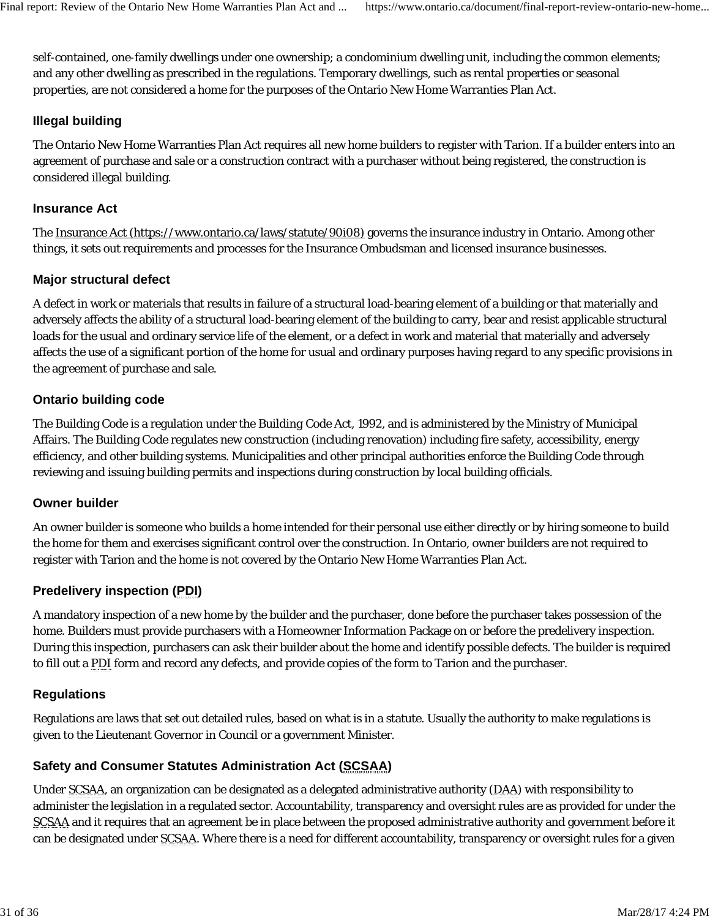self-contained, one-family dwellings under one ownership; a condominium dwelling unit, including the common elements; and any other dwelling as prescribed in the regulations. Temporary dwellings, such as rental properties or seasonal properties, are not considered a home for the purposes of the Ontario New Home Warranties Plan Act.

### Illegal building

The Ontario New Home Warranties Plan Act requires all new home builders to register with Tarion. If a builder enters into an agreement of purchase and sale or a construction contract with a purchaser without being registered, the construction is considered illegal building.

### Insurance Act

The Insurance Act (https://www.ontario.ca/laws/statute/90i08) governs the insurance industry in Ontario. Among other things, it sets out requirements and processes for the Insurance Ombudsman and licensed insurance businesses.

### Major structural defect

A defect in work or materials that results in failure of a structural load-bearing element of a building or that materially and adversely affects the ability of a structural load-bearing element of the building to carry, bear and resist applicable structural loads for the usual and ordinary service life of the element, or a defect in work and material that materially and adversely affects the use of a significant portion of the home for usual and ordinary purposes having regard to any specific provisions in the agreement of purchase and sale.

### Ontario building code

The Building Code is a regulation under the Building Code Act, 1992, and is administered by the Ministry of Municipal Affairs. The Building Code regulates new construction (including renovation) including fire safety, accessibility, energy efficiency, and other building systems. Municipalities and other principal authorities enforce the Building Code through reviewing and issuing building permits and inspections during construction by local building officials.

### Owner builder

An owner builder is someone who builds a home intended for their personal use either directly or by hiring someone to build the home for them and exercises significant control over the construction. In Ontario, owner builders are not required to register with Tarion and the home is not covered by the Ontario New Home Warranties Plan Act.

### Predelivery inspection (PDI)

A mandatory inspection of a new home by the builder and the purchaser, done before the purchaser takes possession of the home. Builders must provide purchasers with a Homeowner Information Package on or before the predelivery inspection. During this inspection, purchasers can ask their builder about the home and identify possible defects. The builder is required to fill out a PDI form and record any defects, and provide copies of the form to Tarion and the purchaser.

### Regulations

Regulations are laws that set out detailed rules, based on what is in a statute. Usually the authority to make regulations is given to the Lieutenant Governor in Council or a government Minister.

### Safety and Consumer Statutes Administration Act (SCSAA)

Under SCSAA, an organization can be designated as a delegated administrative authority (DAA) with responsibility to administer the legislation in a regulated sector. Accountability, transparency and oversight rules are as provided for under the SCSAA and it requires that an agreement be in place between the proposed administrative authority and government before it can be designated under SCSAA. Where there is a need for different accountability, transparency or oversight rules for a given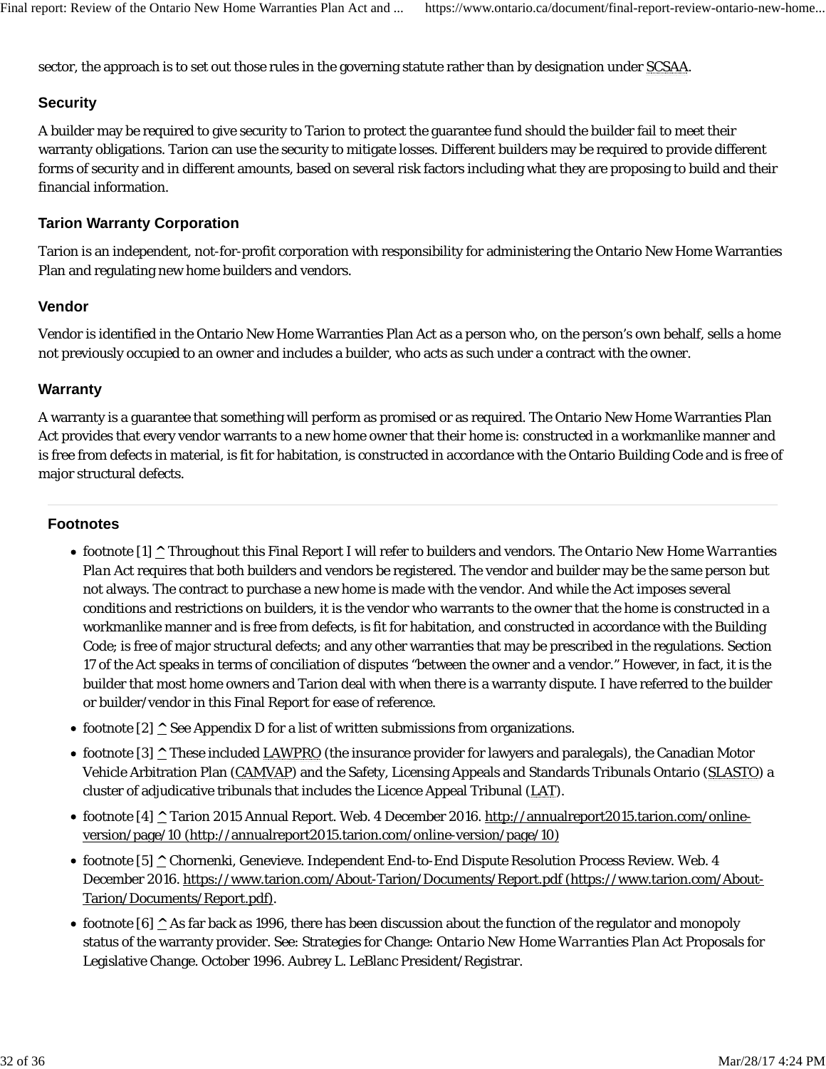sector, the approach is to set out those rules in the governing statute rather than by designation under SCSAA.

### Security

A builder may be required to give security to Tarion to protect the guarantee fund should the builder fail to meet their warranty obligations. Tarion can use the security to mitigate losses. Different builders may be required to provide different forms of security and in different amounts, based on several risk factors including what they are proposing to build and their financial information.

### Tarion Warranty Corporation

Tarion is an independent, not-for-profit corporation with responsibility for administering the Ontario New Home Warranties Plan and regulating new home builders and vendors.

### Vendor

Vendor is identified in the Ontario New Home Warranties Plan Act as a person who, on the person's own behalf, sells a home not previously occupied to an owner and includes a builder, who acts as such under a contract with the owner.

### Warranty

A warranty is a guarantee that something will perform as promised or as required. The Ontario New Home Warranties Plan Act provides that every vendor warrants to a new home owner that their home is: constructed in a workmanlike manner and is free from defects in material, is fit for habitation, is constructed in accordance with the Ontario Building Code and is free of major structural defects.

---

### Footnotes

- footnote [1] ^ Throughout this Final Report I will refer to builders and vendors. The *Ontario New Home Warranties Plan Act* requires that both builders and vendors be registered. The vendor and builder may be the same person but not always. The contract to purchase a new home is made with the vendor. And while the Act imposes several conditions and restrictions on builders, it is the vendor who warrants to the owner that the home is constructed in a workmanlike manner and is free from defects, is fit for habitation, and constructed in accordance with the Building Code; is free of major structural defects; and any other warranties that may be prescribed in the regulations. Section 17 of the Act speaks in terms of conciliation of disputes "between the owner and a vendor." However, in fact, it is the builder that most home owners and Tarion deal with when there is a warranty dispute. I have referred to the builder or builder/vendor in this Final Report for ease of reference.
- footnote [2] ^ See Appendix D for a list of written submissions from organizations.
- footnote [3] ^ These included LAWPRO (the insurance provider for lawyers and paralegals), the Canadian Motor Vehicle Arbitration Plan (CAMVAP) and the Safety, Licensing Appeals and Standards Tribunals Ontario (SLASTO) a cluster of adjudicative tribunals that includes the Licence Appeal Tribunal (LAT).
- footnote [4] ^ Tarion 2015 Annual Report. Web. 4 December 2016. http://annualreport2015.tarion.com/online-version/page/10 (http://annualreport2015.tarion.com/online-version/page/10)
- footnote [5] ^ Chornenki, Genevieve. Independent End-to-End Dispute Resolution Process Review. Web. 4 December 2016. https://www.tarion.com/About-Tarion/Documents/Report.pdf (https://www.tarion.com/About-Tarion/Documents/Report.pdf).
- footnote [6] ^ As far back as 1996, there has been discussion about the function of the regulator and monopoly status of the warranty provider. See: Strategies for Change: *Ontario New Home Warranties Plan* Act Proposals for Legislative Change. October 1996. Aubrey L. LeBlanc President/Registrar.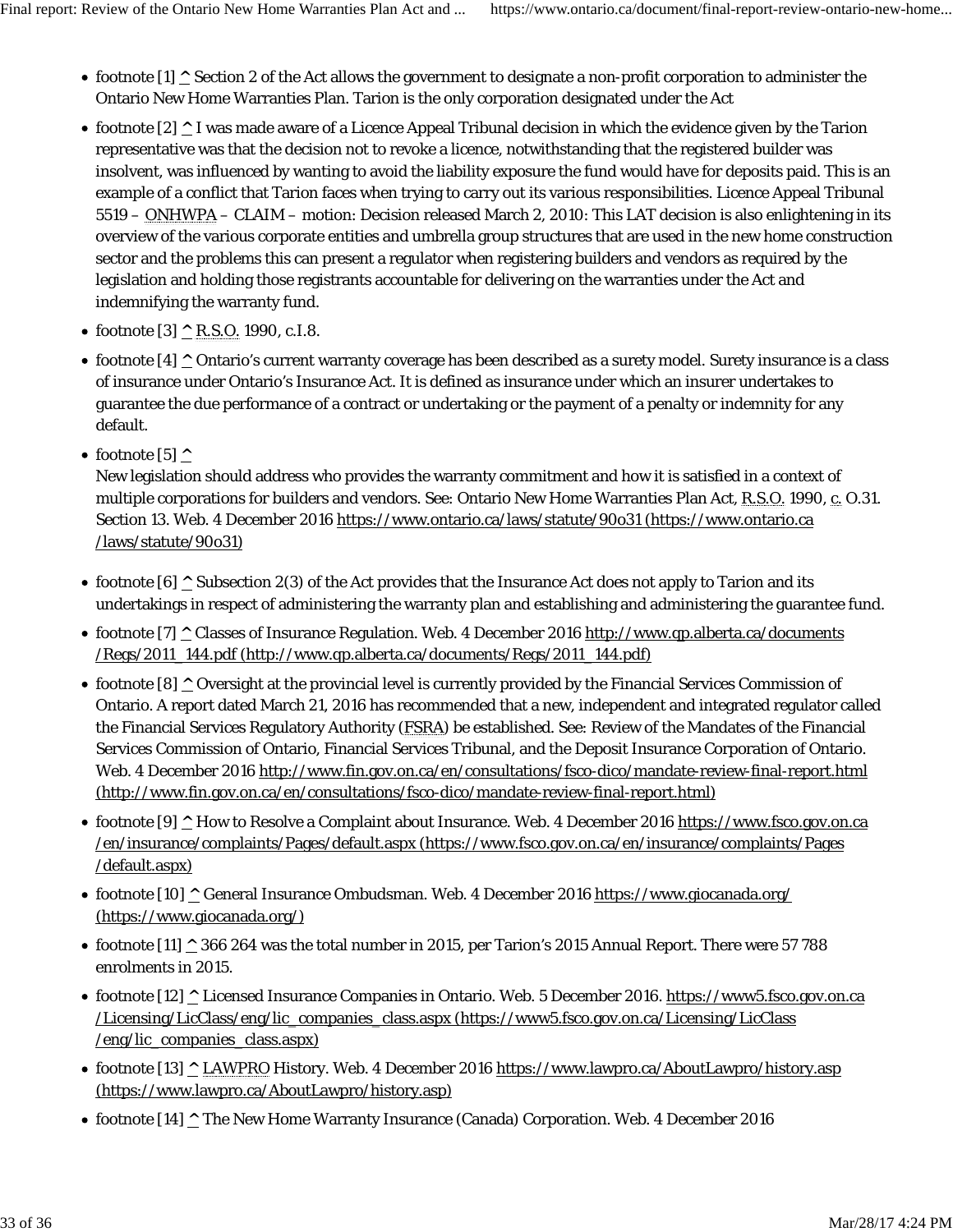- footnote [1] ^ Section 2 of the Act allows the government to designate a non-profit corporation to administer the Ontario New Home Warranties Plan. Tarion is the only corporation designated under the Act
- footnote [2] ^ I was made aware of a Licence Appeal Tribunal decision in which the evidence given by the Tarion representative was that the decision not to revoke a licence, notwithstanding that the registered builder was insolvent, was influenced by wanting to avoid the liability exposure the fund would have for deposits paid. This is an example of a conflict that Tarion faces when trying to carry out its various responsibilities. Licence Appeal Tribunal 5519 – ONHWPA – CLAIM – motion: Decision released March 2, 2010: This LAT decision is also enlightening in its overview of the various corporate entities and umbrella group structures that are used in the new home construction sector and the problems this can present a regulator when registering builders and vendors as required by the legislation and holding those registrants accountable for delivering on the warranties under the Act and indemnifying the warranty fund.
- footnote [3] ^ R.S.O. 1990, c.I.8.
- footnote [4] ^ Ontario's current warranty coverage has been described as a surety model. Surety insurance is a class of insurance under Ontario's Insurance Act. It is defined as insurance under which an insurer undertakes to guarantee the due performance of a contract or undertaking or the payment of a penalty or indemnity for any default.
- footnote [5] ^

  New legislation should address who provides the warranty commitment and how it is satisfied in a context of multiple corporations for builders and vendors. See: Ontario New Home Warranties Plan Act, R.S.O. 1990, c. O.31. Section 13. Web. 4 December 2016 https://www.ontario.ca/laws/statute/90o31 (https://www.ontario.ca/laws/statute/90o31)
- footnote [6] ^ Subsection 2(3) of the Act provides that the Insurance Act does not apply to Tarion and its undertakings in respect of administering the warranty plan and establishing and administering the guarantee fund.
- footnote [7] ^ Classes of Insurance Regulation. Web. 4 December 2016 http://www.qp.alberta.ca/documents/Regs/2011_144.pdf (http://www.qp.alberta.ca/documents/Regs/2011_144.pdf)
- footnote [8] ^ Oversight at the provincial level is currently provided by the Financial Services Commission of Ontario. A report dated March 21, 2016 has recommended that a new, independent and integrated regulator called the Financial Services Regulatory Authority (FSRA) be established. See: Review of the Mandates of the Financial Services Commission of Ontario, Financial Services Tribunal, and the Deposit Insurance Corporation of Ontario. Web. 4 December 2016 http://www.fin.gov.on.ca/en/consultations/fsco-dico/mandate-review-final-report.html (http://www.fin.gov.on.ca/en/consultations/fsco-dico/mandate-review-final-report.html)
- footnote [9] ^ How to Resolve a Complaint about Insurance. Web. 4 December 2016 https://www.fsco.gov.on.ca/en/insurance/complaints/Pages/default.aspx (https://www.fsco.gov.on.ca/en/insurance/complaints/Pages/default.aspx)
- footnote [10] ^ General Insurance Ombudsman. Web. 4 December 2016 https://www.giocanada.org/ (https://www.giocanada.org/)
- footnote [11] ^ 366 264 was the total number in 2015, per Tarion's 2015 Annual Report. There were 57 788 enrolments in 2015.
- footnote [12] ^ Licensed Insurance Companies in Ontario. Web. 5 December 2016. https://www5.fsco.gov.on.ca/Licensing/LicClass/eng/lic_companies_class.aspx (https://www5.fsco.gov.on.ca/Licensing/LicClass/eng/lic_companies_class.aspx)
- footnote [13] ^ LAWPRO History. Web. 4 December 2016 https://www.lawpro.ca/AboutLawpro/history.asp (https://www.lawpro.ca/AboutLawpro/history.asp)
- footnote [14] ^ The New Home Warranty Insurance (Canada) Corporation. Web. 4 December 2016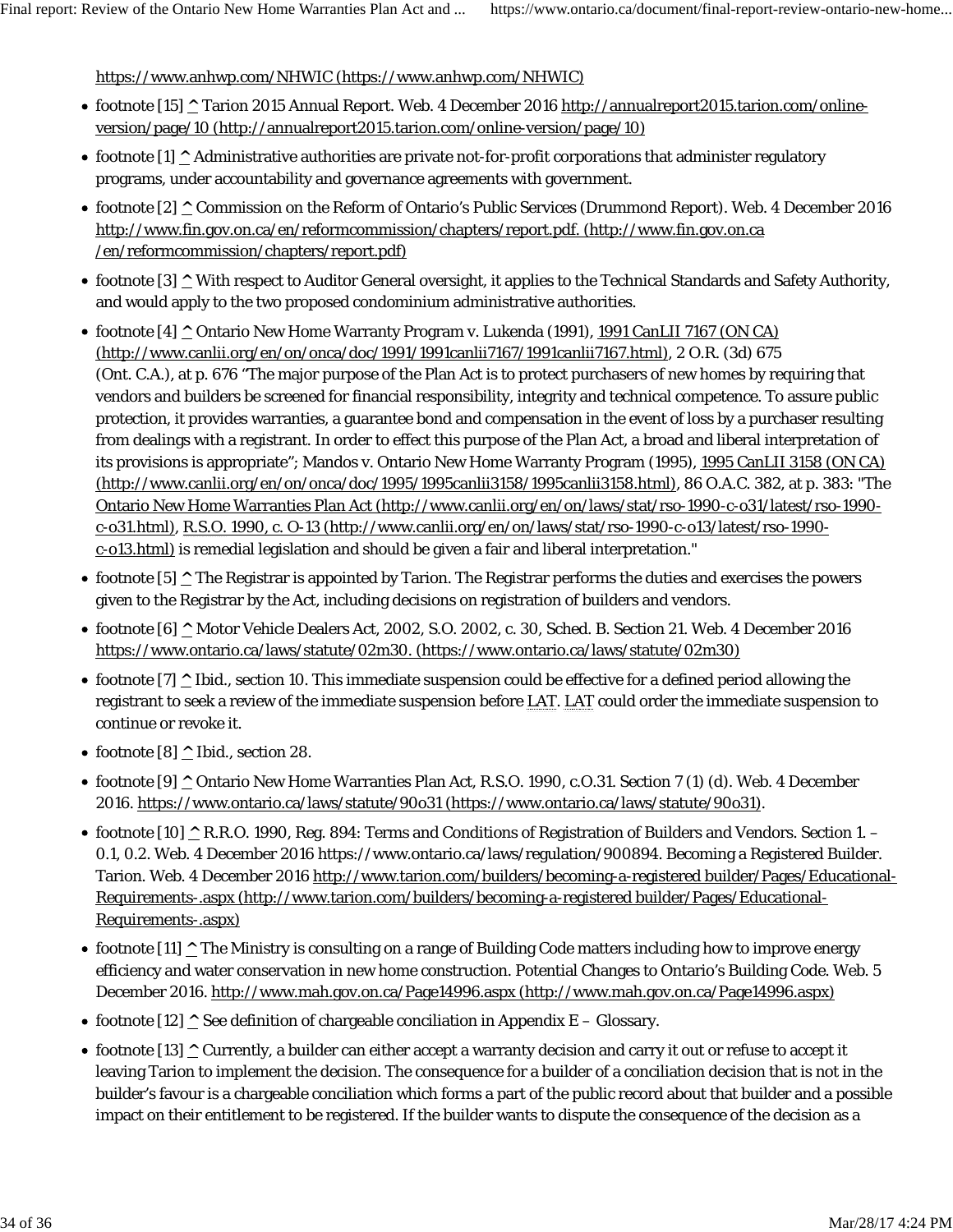https://www.anhwp.com/NHWIC (https://www.anhwp.com/NHWIC)

- footnote [15] ^ Tarion 2015 Annual Report. Web. 4 December 2016 http://annualreport2015.tarion.com/online-version/page/10 (http://annualreport2015.tarion.com/online-version/page/10)
- footnote [1] ^ Administrative authorities are private not-for-profit corporations that administer regulatory programs, under accountability and governance agreements with government.
- footnote [2] ^ Commission on the Reform of Ontario's Public Services (Drummond Report). Web. 4 December 2016 http://www.fin.gov.on.ca/en/reformcommission/chapters/report.pdf. (http://www.fin.gov.on.ca/en/reformcommission/chapters/report.pdf)
- footnote [3] ^ With respect to Auditor General oversight, it applies to the Technical Standards and Safety Authority, and would apply to the two proposed condominium administrative authorities.
- footnote [4] ^ Ontario New Home Warranty Program v. Lukenda (1991), 1991 CanLII 7167 (ON CA) (http://www.canlii.org/en/on/onca/doc/1991/1991canlii7167/1991canlii7167.html), 2 O.R. (3d) 675 (Ont. C.A.), at p. 676 "The major purpose of the Plan Act is to protect purchasers of new homes by requiring that vendors and builders be screened for financial responsibility, integrity and technical competence. To assure public protection, it provides warranties, a guarantee bond and compensation in the event of loss by a purchaser resulting from dealings with a registrant. In order to effect this purpose of the Plan Act, a broad and liberal interpretation of its provisions is appropriate"; Mandos v. Ontario New Home Warranty Program (1995), 1995 CanLII 3158 (ON CA) (http://www.canlii.org/en/on/onca/doc/1995/1995canlii3158/1995canlii3158.html), 86 O.A.C. 382, at p. 383: "The Ontario New Home Warranties Plan Act (http://www.canlii.org/en/on/laws/stat/rso-1990-c-o31/latest/rso-1990-c-o31.html), R.S.O. 1990, c. O-13 (http://www.canlii.org/en/on/laws/stat/rso-1990-c-o13/latest/rso-1990-c-o13.html) is remedial legislation and should be given a fair and liberal interpretation."
- footnote [5] ^ The Registrar is appointed by Tarion. The Registrar performs the duties and exercises the powers given to the Registrar by the Act, including decisions on registration of builders and vendors.
- footnote [6] ^ Motor Vehicle Dealers Act, 2002, S.O. 2002, c. 30, Sched. B. Section 21. Web. 4 December 2016 https://www.ontario.ca/laws/statute/02m30. (https://www.ontario.ca/laws/statute/02m30)
- footnote [7] ^ Ibid., section 10. This immediate suspension could be effective for a defined period allowing the registrant to seek a review of the immediate suspension before LAT. LAT could order the immediate suspension to continue or revoke it.
- footnote [8] ^ Ibid., section 28.
- footnote [9] ^ Ontario New Home Warranties Plan Act, R.S.O. 1990, c.O.31. Section 7 (1) (d). Web. 4 December 2016. https://www.ontario.ca/laws/statute/90o31 (https://www.ontario.ca/laws/statute/90o31).
- footnote [10] ^ R.R.O. 1990, Reg. 894: Terms and Conditions of Registration of Builders and Vendors. Section 1. – 0.1, 0.2. Web. 4 December 2016 https://www.ontario.ca/laws/regulation/900894. Becoming a Registered Builder. Tarion. Web. 4 December 2016 http://www.tarion.com/builders/becoming-a-registered builder/Pages/Educational-Requirements-.aspx (http://www.tarion.com/builders/becoming-a-registered builder/Pages/Educational-Requirements-.aspx)
- footnote [11] ^ The Ministry is consulting on a range of Building Code matters including how to improve energy efficiency and water conservation in new home construction. Potential Changes to Ontario's Building Code. Web. 5 December 2016. http://www.mah.gov.on.ca/Page14996.aspx (http://www.mah.gov.on.ca/Page14996.aspx)
- footnote [12] ^ See definition of chargeable conciliation in Appendix E – Glossary.
- footnote [13] ^ Currently, a builder can either accept a warranty decision and carry it out or refuse to accept it leaving Tarion to implement the decision. The consequence for a builder of a conciliation decision that is not in the builder's favour is a chargeable conciliation which forms a part of the public record about that builder and a possible impact on their entitlement to be registered. If the builder wants to dispute the consequence of the decision as a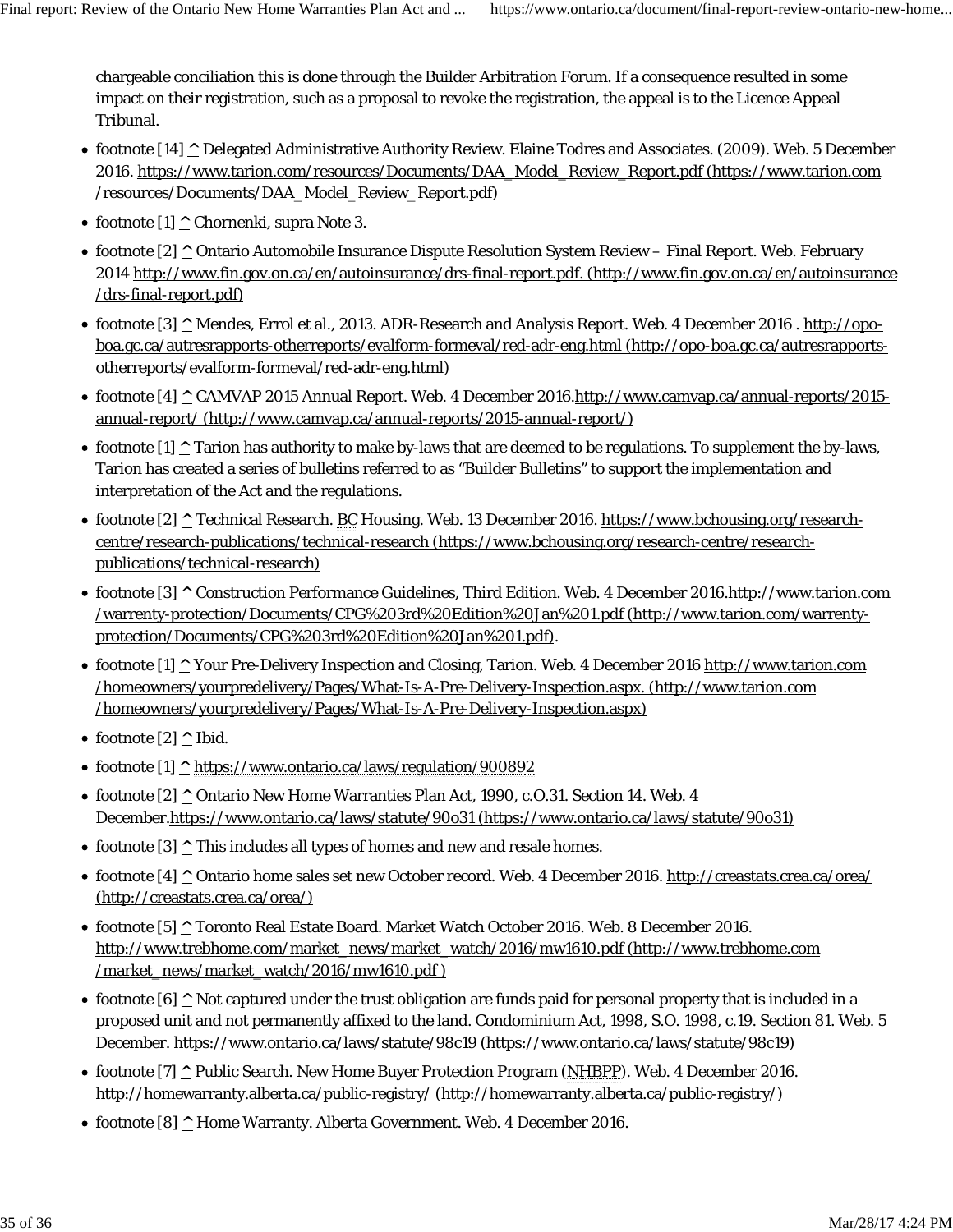chargeable conciliation this is done through the Builder Arbitration Forum. If a consequence resulted in some impact on their registration, such as a proposal to revoke the registration, the appeal is to the Licence Appeal Tribunal.

- footnote [14] ^ Delegated Administrative Authority Review. Elaine Todres and Associates. (2009). Web. 5 December 2016. https://www.tarion.com/resources/Documents/DAA_Model_Review_Report.pdf (https://www.tarion.com/resources/Documents/DAA_Model_Review_Report.pdf)
- footnote [1] ^ Chornenki, supra Note 3.
- footnote [2] ^ Ontario Automobile Insurance Dispute Resolution System Review – Final Report. Web. February 2014 http://www.fin.gov.on.ca/en/autoinsurance/drs-final-report.pdf. (http://www.fin.gov.on.ca/en/autoinsurance/drs-final-report.pdf)
- footnote [3] ^ Mendes, Errol et al., 2013. ADR-Research and Analysis Report. Web. 4 December 2016 . http://opo-boa.gc.ca/autresrapports-otherreports/evalform-formeval/red-adr-eng.html (http://opo-boa.gc.ca/autresrapports-otherreports/evalform-formeval/red-adr-eng.html)
- footnote [4] ^ CAMVAP 2015 Annual Report. Web. 4 December 2016.http://www.camvap.ca/annual-reports/2015-annual-report/ (http://www.camvap.ca/annual-reports/2015-annual-report/)
- footnote [1] ^ Tarion has authority to make by-laws that are deemed to be regulations. To supplement the by-laws, Tarion has created a series of bulletins referred to as “Builder Bulletins” to support the implementation and interpretation of the Act and the regulations.
- footnote [2] ^ Technical Research. BC Housing. Web. 13 December 2016. https://www.bchousing.org/research-centre/research-publications/technical-research (https://www.bchousing.org/research-centre/research-publications/technical-research)
- footnote [3] ^ Construction Performance Guidelines, Third Edition. Web. 4 December 2016.http://www.tarion.com/warrenty-protection/Documents/CPG%203rd%20Edition%20Jan%201.pdf (http://www.tarion.com/warrenty-protection/Documents/CPG%203rd%20Edition%20Jan%201.pdf).
- footnote [1] ^ Your Pre-Delivery Inspection and Closing, Tarion. Web. 4 December 2016 http://www.tarion.com/homeowners/yourpredelivery/Pages/What-Is-A-Pre-Delivery-Inspection.aspx. (http://www.tarion.com/homeowners/yourpredelivery/Pages/What-Is-A-Pre-Delivery-Inspection.aspx)
- footnote [2] ^ Ibid.
- footnote [1] ^ https://www.ontario.ca/laws/regulation/900892
- footnote [2] ^ Ontario New Home Warranties Plan Act, 1990, c.O.31. Section 14. Web. 4 December.https://www.ontario.ca/laws/statute/90o31 (https://www.ontario.ca/laws/statute/90o31)
- footnote [3] ^ This includes all types of homes and new and resale homes.
- footnote [4] ^ Ontario home sales set new October record. Web. 4 December 2016. http://creastats.crea.ca/orea/ (http://creastats.crea.ca/orea/)
- footnote [5] ^ Toronto Real Estate Board. Market Watch October 2016. Web. 8 December 2016. http://www.trebhome.com/market_news/market_watch/2016/mw1610.pdf (http://www.trebhome.com/market_news/market_watch/2016/mw1610.pdf )
- footnote [6] ^ Not captured under the trust obligation are funds paid for personal property that is included in a proposed unit and not permanently affixed to the land. Condominium Act, 1998, S.O. 1998, c.19. Section 81. Web. 5 December. https://www.ontario.ca/laws/statute/98c19 (https://www.ontario.ca/laws/statute/98c19)
- footnote [7] ^ Public Search. New Home Buyer Protection Program (NHBPP). Web. 4 December 2016. http://homewarranty.alberta.ca/public-registry/ (http://homewarranty.alberta.ca/public-registry/)
- footnote [8] ^ Home Warranty. Alberta Government. Web. 4 December 2016.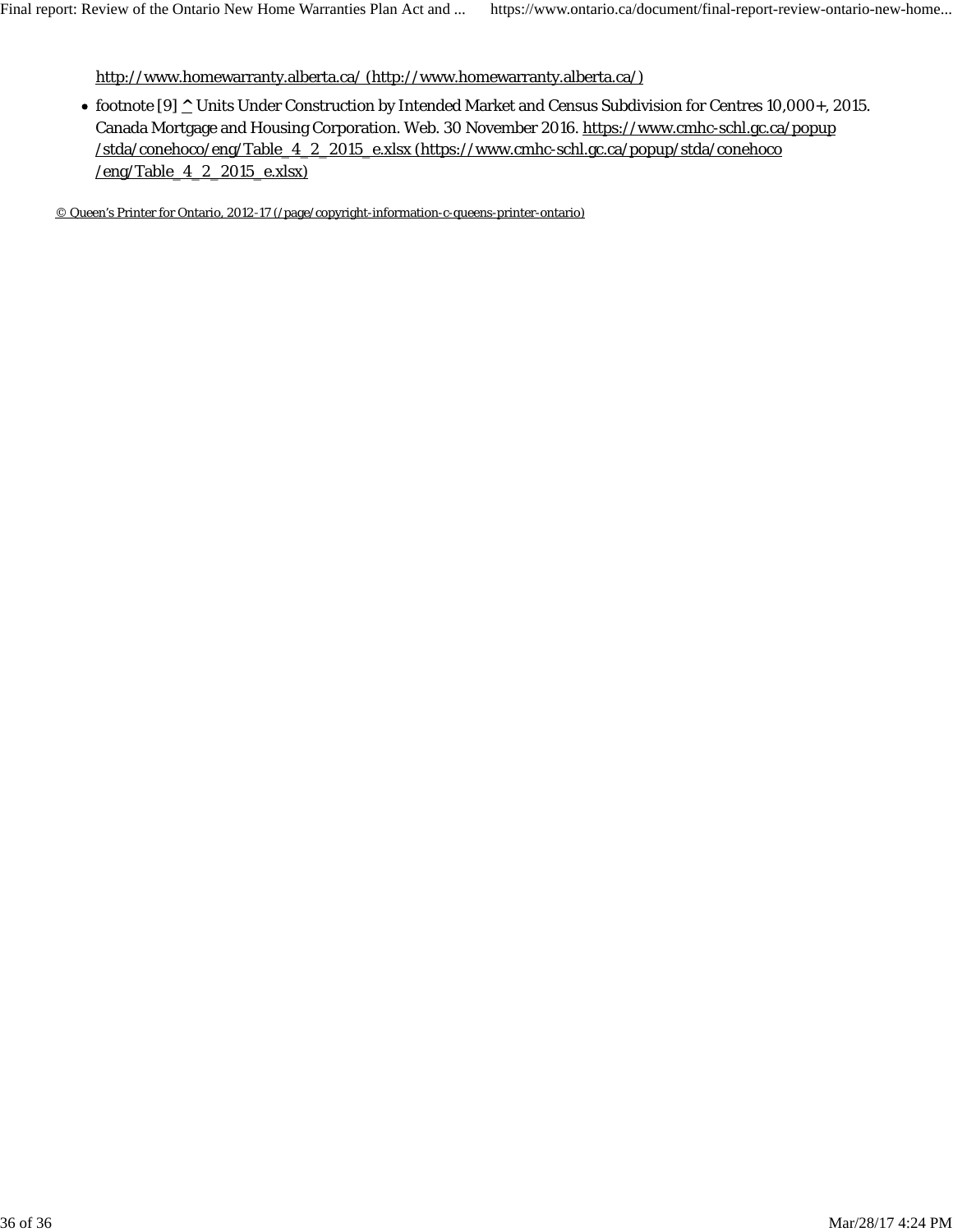http://www.homewarranty.alberta.ca/ (http://www.homewarranty.alberta.ca/)

- footnote [9] ^ Units Under Construction by Intended Market and Census Subdivision for Centres 10,000+, 2015. Canada Mortgage and Housing Corporation. Web. 30 November 2016. https://www.cmhc-schl.gc.ca/popup/stda/conehoco/eng/Table_4_2_2015_e.xlsx (https://www.cmhc-schl.gc.ca/popup/stda/conehoco/eng/Table_4_2_2015_e.xlsx)

© Queen's Printer for Ontario, 2012-17 (/page/copyright-information-c-queens-printer-ontario)